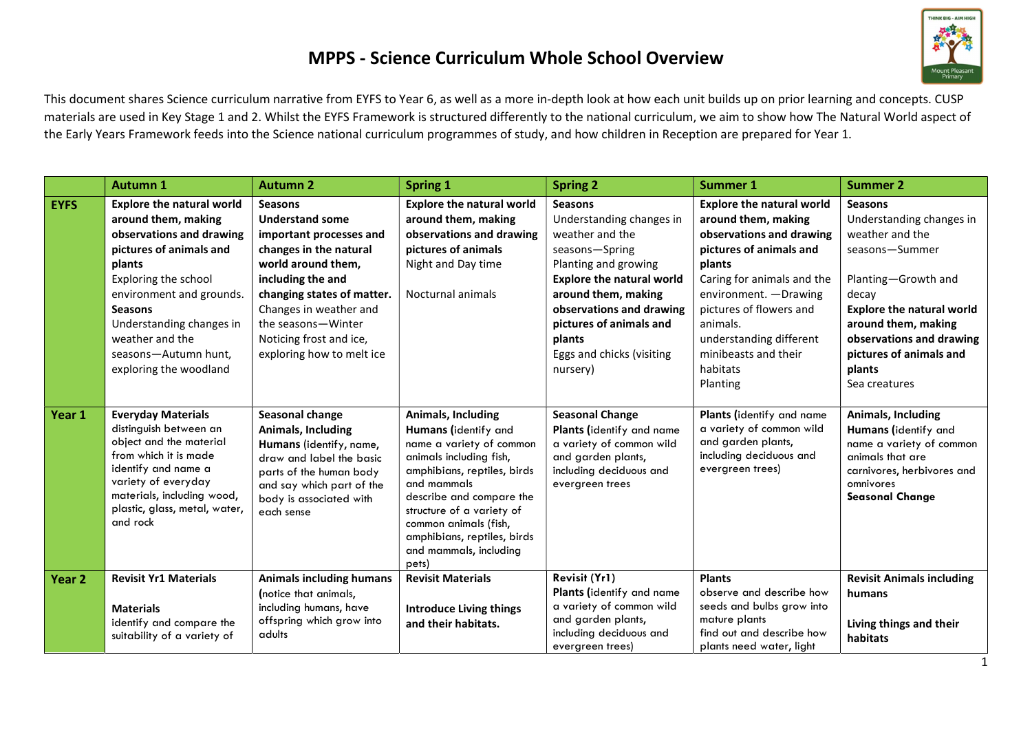# MPPS - Science Curriculum Whole School Overview

This document shares Science curriculum narrative from EYFS to Year 6, as well as a more in-depth look at how each unit builds up on prior learning and concepts. CUSP materials are used in Key Stage 1 and 2. Whilst the EYFS Framework is structured differently to the national curriculum, we aim to show how The Natural World aspect of the Early Years Framework feeds into the Science national curriculum programmes of study, and how children in Reception are prepared for Year 1.

| | Autumn 1 | Autumn 2 | Spring 1 | Spring 2 | Summer 1 | Summer 2 |
|---|---|---|---|---|---|---|
| **EYFS** | **Explore the natural world around them, making observations and drawing pictures of animals and plants**<br>Exploring the school environment and grounds.<br>**Seasons**<br>Understanding changes in weather and the seasons—Autumn hunt, exploring the woodland | **Seasons**<br>**Understand some important processes and changes in the natural world around them, including the and changing states of matter.**<br>Changes in weather and the seasons—Winter<br>Noticing frost and ice, exploring how to melt ice | **Explore the natural world around them, making observations and drawing pictures of animals**<br>Night and Day time<br><br>Nocturnal animals | **Seasons**<br>Understanding changes in weather and the seasons—Spring<br>Planting and growing<br>**Explore the natural world around them, making observations and drawing pictures of animals and plants**<br>Eggs and chicks (visiting nursery) | **Explore the natural world around them, making observations and drawing pictures of animals and plants**<br>Caring for animals and the environment. —Drawing pictures of flowers and animals.<br>understanding different minibeasts and their habitats<br>Planting | **Seasons**<br>Understanding changes in weather and the seasons—Summer<br><br>Planting—Growth and decay<br>**Explore the natural world around them, making observations and drawing pictures of animals and plants**<br>Sea creatures |
| **Year 1** | **Everyday Materials**<br>distinguish between an object and the material from which it is made<br>identify and name a variety of everyday materials, including wood, plastic, glass, metal, water, and rock | **Seasonal change**<br>**Animals, Including Humans** (identify, name, draw and label the basic parts of the human body and say which part of the body is associated with each sense | **Animals, Including Humans (**identify and name a variety of common animals including fish, amphibians, reptiles, birds and mammals<br>describe and compare the structure of a variety of common animals (fish, amphibians, reptiles, birds and mammals, including pets) | **Seasonal Change**<br>**Plants (**identify and name a variety of common wild and garden plants, including deciduous and evergreen trees | **Plants (**identify and name a variety of common wild and garden plants, including deciduous and evergreen trees) | **Animals, Including Humans (**identify and name a variety of common animals that are carnivores, herbivores and omnivores<br>**Seasonal Change** |
| **Year 2** | **Revisit Yr1 Materials**<br><br>**Materials**<br>identify and compare the suitability of a variety of | **Animals including humans** **(**notice that animals, including humans, have offspring which grow into adults | **Revisit Materials**<br><br>**Introduce Living things and their habitats.** | **Revisit (Yr1)**<br>**Plants (**identify and name a variety of common wild and garden plants, including deciduous and evergreen trees) | **Plants**<br>observe and describe how seeds and bulbs grow into mature plants<br>find out and describe how plants need water, light | **Revisit Animals including humans**<br><br>**Living things and their habitats** |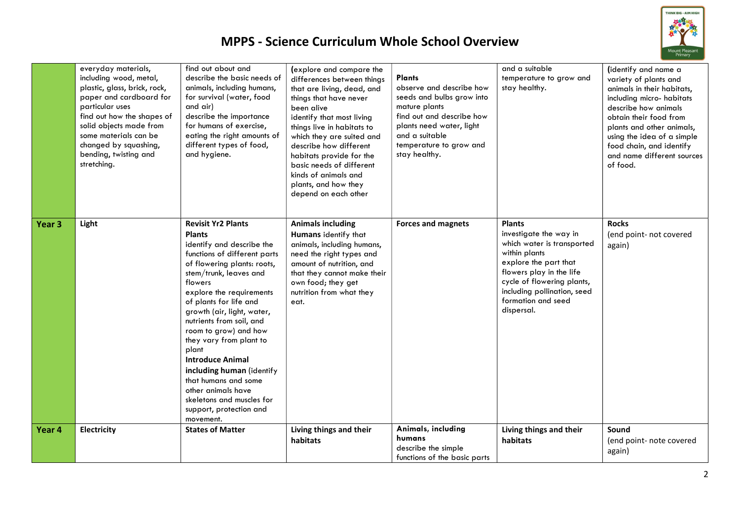# MPPS - Science Curriculum Whole School Overview

| | | | | | | |
|---|---|---|---|---|---|---|
| | everyday materials, including wood, metal, plastic, glass, brick, rock, paper and cardboard for particular uses<br>find out how the shapes of solid objects made from some materials can be changed by squashing, bending, twisting and stretching. | find out about and describe the basic needs of animals, including humans, for survival (water, food and air)<br>describe the importance for humans of exercise, eating the right amounts of different types of food, and hygiene. | (explore and compare the differences between things that are living, dead, and things that have never been alive<br>identify that most living things live in habitats to which they are suited and describe how different habitats provide for the basic needs of different kinds of animals and plants, and how they depend on each other | **Plants**<br>observe and describe how seeds and bulbs grow into mature plants<br>find out and describe how plants need water, light and a suitable temperature to grow and stay healthy. | and a suitable temperature to grow and stay healthy. | (identify and name a variety of plants and animals in their habitats, including micro- habitats<br>describe how animals obtain their food from plants and other animals, using the idea of a simple food chain, and identify and name different sources of food. |
| **Year 3** | **Light** | **Revisit Yr2 Plants**<br>**Plants**<br>identify and describe the functions of different parts of flowering plants: roots, stem/trunk, leaves and flowers<br>explore the requirements of plants for life and growth (air, light, water, nutrients from soil, and room to grow) and how they vary from plant to plant<br>**Introduce Animal including human** (identify that humans and some other animals have skeletons and muscles for support, protection and movement. | **Animals including Humans** identify that animals, including humans, need the right types and amount of nutrition, and that they cannot make their own food; they get nutrition from what they eat. | **Forces and magnets** | **Plants**<br>investigate the way in which water is transported within plants<br>explore the part that flowers play in the life cycle of flowering plants, including pollination, seed formation and seed dispersal. | **Rocks**<br>(end point- not covered again) |
| **Year 4** | **Electricity** | **States of Matter** | **Living things and their habitats** | **Animals, including humans**<br>describe the simple functions of the basic parts | **Living things and their habitats** | **Sound**<br>(end point- note covered again) |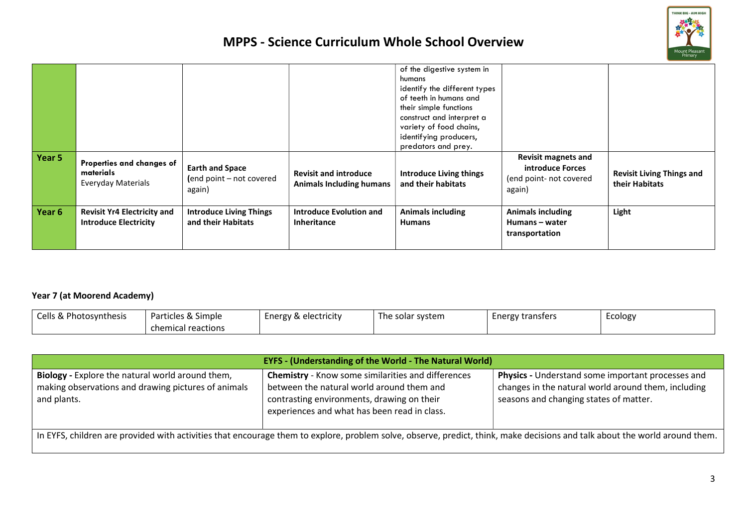# MPPS - Science Curriculum Whole School Overview

| | | | | | | |
|---|---|---|---|---|---|---|
| | | | | of the digestive system in humans<br>identify the different types of teeth in humans and their simple functions<br>construct and interpret a variety of food chains, identifying producers, predators and prey. | | |
| **Year 5** | **Properties and changes of materials**<br>Everyday Materials | **Earth and Space**<br>(end point – not covered again) | **Revisit and introduce Animals Including humans** | **Introduce Living things and their habitats** | **Revisit magnets and introduce Forces**<br>(end point- not covered again) | **Revisit Living Things and their Habitats** |
| **Year 6** | **Revisit Yr4 Electricity and Introduce Electricity** | **Introduce Living Things and their Habitats** | **Introduce Evolution and Inheritance** | **Animals including Humans** | **Animals including Humans – water transportation** | **Light** |

**Year 7 (at Moorend Academy)**

| | | | | | |
|---|---|---|---|---|---|
| Cells & Photosynthesis | Particles & Simple chemical reactions | Energy & electricity | The solar system | Energy transfers | Ecology |

| EYFS - (Understanding of the World - The Natural World) | | |
|---|---|---|
| **Biology -** Explore the natural world around them, making observations and drawing pictures of animals and plants. | **Chemistry** - Know some similarities and differences between the natural world around them and contrasting environments, drawing on their experiences and what has been read in class. | **Physics -** Understand some important processes and changes in the natural world around them, including seasons and changing states of matter. |
| In EYFS, children are provided with activities that encourage them to explore, problem solve, observe, predict, think, make decisions and talk about the world around them. | | |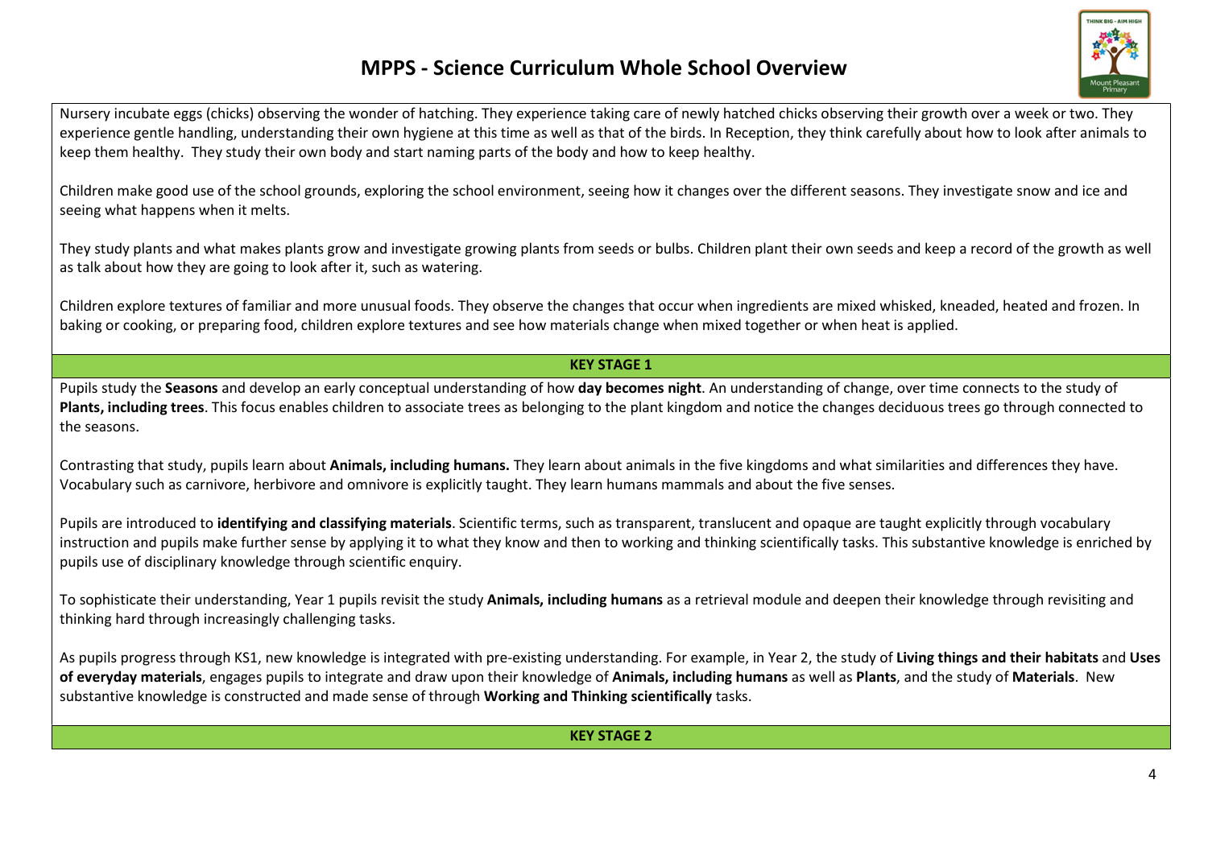# MPPS - Science Curriculum Whole School Overview

Nursery incubate eggs (chicks) observing the wonder of hatching. They experience taking care of newly hatched chicks observing their growth over a week or two. They experience gentle handling, understanding their own hygiene at this time as well as that of the birds. In Reception, they think carefully about how to look after animals to keep them healthy. They study their own body and start naming parts of the body and how to keep healthy.

Children make good use of the school grounds, exploring the school environment, seeing how it changes over the different seasons. They investigate snow and ice and seeing what happens when it melts.

They study plants and what makes plants grow and investigate growing plants from seeds or bulbs. Children plant their own seeds and keep a record of the growth as well as talk about how they are going to look after it, such as watering.

Children explore textures of familiar and more unusual foods. They observe the changes that occur when ingredients are mixed whisked, kneaded, heated and frozen. In baking or cooking, or preparing food, children explore textures and see how materials change when mixed together or when heat is applied.

## KEY STAGE 1

Pupils study the **Seasons** and develop an early conceptual understanding of how **day becomes night**. An understanding of change, over time connects to the study of **Plants, including trees**. This focus enables children to associate trees as belonging to the plant kingdom and notice the changes deciduous trees go through connected to the seasons.

Contrasting that study, pupils learn about **Animals, including humans.** They learn about animals in the five kingdoms and what similarities and differences they have. Vocabulary such as carnivore, herbivore and omnivore is explicitly taught. They learn humans mammals and about the five senses.

Pupils are introduced to **identifying and classifying materials**. Scientific terms, such as transparent, translucent and opaque are taught explicitly through vocabulary instruction and pupils make further sense by applying it to what they know and then to working and thinking scientifically tasks. This substantive knowledge is enriched by pupils use of disciplinary knowledge through scientific enquiry.

To sophisticate their understanding, Year 1 pupils revisit the study **Animals, including humans** as a retrieval module and deepen their knowledge through revisiting and thinking hard through increasingly challenging tasks.

As pupils progress through KS1, new knowledge is integrated with pre-existing understanding. For example, in Year 2, the study of **Living things and their habitats** and **Uses of everyday materials**, engages pupils to integrate and draw upon their knowledge of **Animals, including humans** as well as **Plants**, and the study of **Materials**. New substantive knowledge is constructed and made sense of through **Working and Thinking scientifically** tasks.

## KEY STAGE 2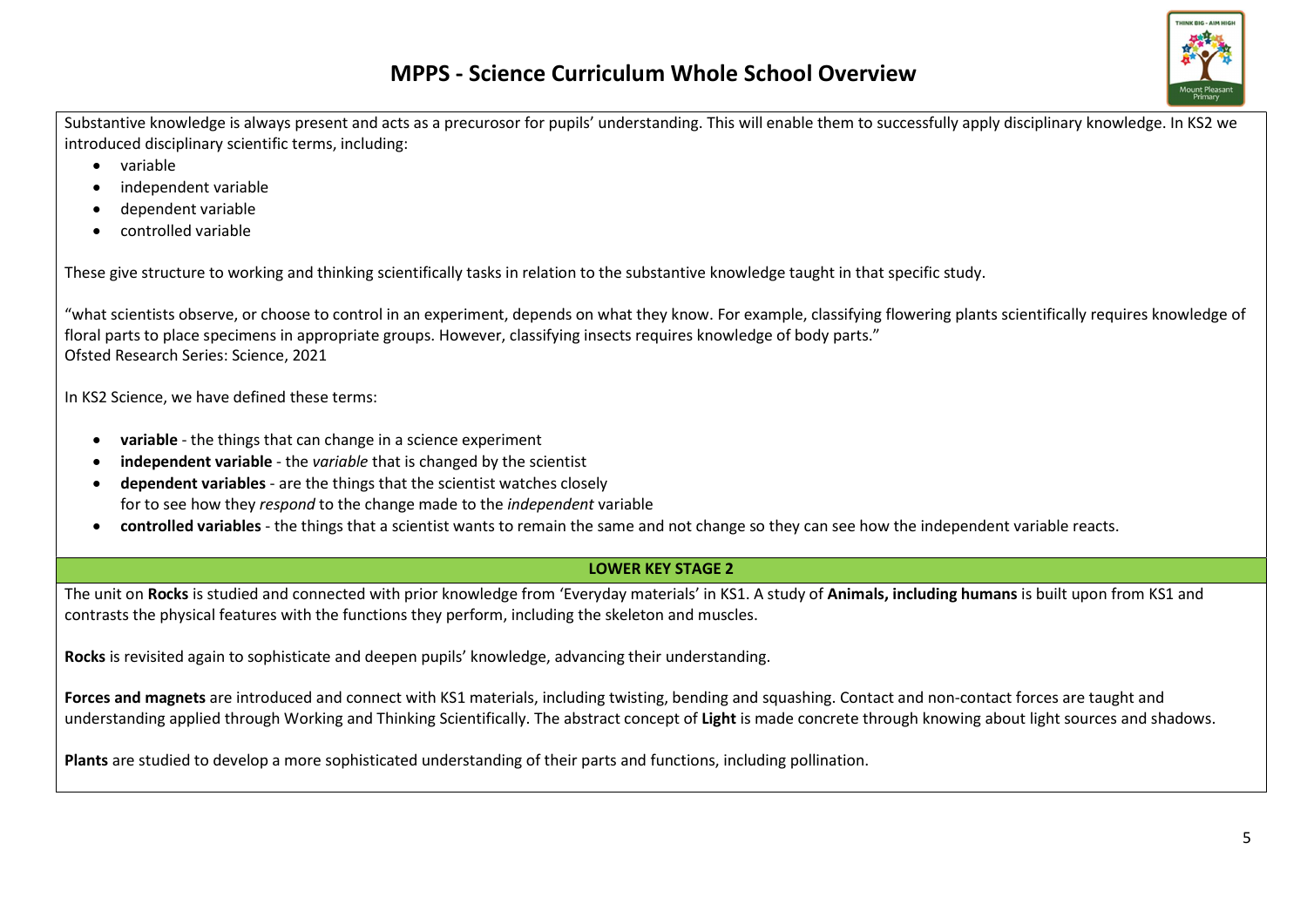# MPPS - Science Curriculum Whole School Overview

Substantive knowledge is always present and acts as a precurosor for pupils' understanding. This will enable them to successfully apply disciplinary knowledge. In KS2 we introduced disciplinary scientific terms, including:

- variable
- independent variable
- dependent variable
- controlled variable

These give structure to working and thinking scientifically tasks in relation to the substantive knowledge taught in that specific study.

"what scientists observe, or choose to control in an experiment, depends on what they know. For example, classifying flowering plants scientifically requires knowledge of floral parts to place specimens in appropriate groups. However, classifying insects requires knowledge of body parts."
Ofsted Research Series: Science, 2021

In KS2 Science, we have defined these terms:

- **variable** - the things that can change in a science experiment
- **independent variable** - the *variable* that is changed by the scientist
- **dependent variables** - are the things that the scientist watches closely for to see how they *respond* to the change made to the *independent* variable
- **controlled variables** - the things that a scientist wants to remain the same and not change so they can see how the independent variable reacts.

## LOWER KEY STAGE 2

The unit on **Rocks** is studied and connected with prior knowledge from 'Everyday materials' in KS1. A study of **Animals, including humans** is built upon from KS1 and contrasts the physical features with the functions they perform, including the skeleton and muscles.

**Rocks** is revisited again to sophisticate and deepen pupils' knowledge, advancing their understanding.

**Forces and magnets** are introduced and connect with KS1 materials, including twisting, bending and squashing. Contact and non-contact forces are taught and understanding applied through Working and Thinking Scientifically. The abstract concept of **Light** is made concrete through knowing about light sources and shadows.

**Plants** are studied to develop a more sophisticated understanding of their parts and functions, including pollination.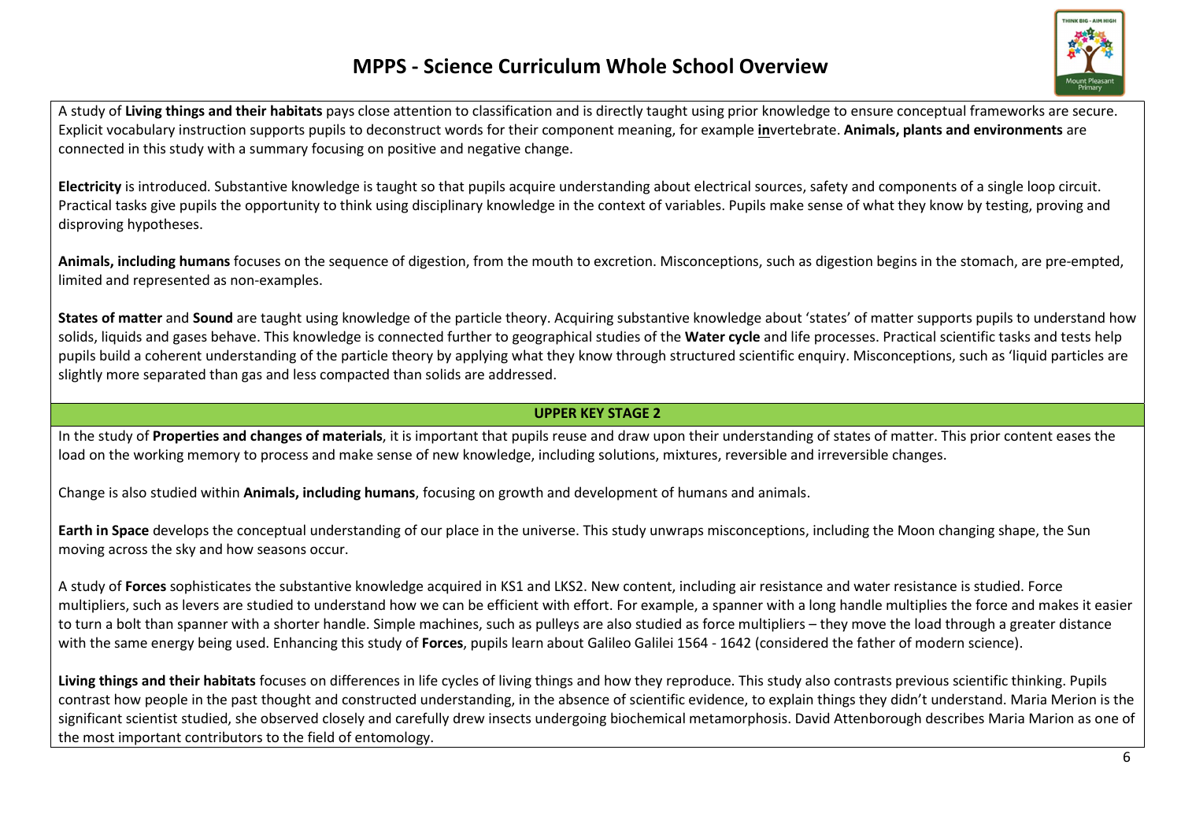# MPPS - Science Curriculum Whole School Overview

A study of **Living things and their habitats** pays close attention to classification and is directly taught using prior knowledge to ensure conceptual frameworks are secure. Explicit vocabulary instruction supports pupils to deconstruct words for their component meaning, for example **in**vertebrate. **Animals, plants and environments** are connected in this study with a summary focusing on positive and negative change.

**Electricity** is introduced. Substantive knowledge is taught so that pupils acquire understanding about electrical sources, safety and components of a single loop circuit. Practical tasks give pupils the opportunity to think using disciplinary knowledge in the context of variables. Pupils make sense of what they know by testing, proving and disproving hypotheses.

**Animals, including humans** focuses on the sequence of digestion, from the mouth to excretion. Misconceptions, such as digestion begins in the stomach, are pre-empted, limited and represented as non-examples.

**States of matter** and **Sound** are taught using knowledge of the particle theory. Acquiring substantive knowledge about 'states' of matter supports pupils to understand how solids, liquids and gases behave. This knowledge is connected further to geographical studies of the **Water cycle** and life processes. Practical scientific tasks and tests help pupils build a coherent understanding of the particle theory by applying what they know through structured scientific enquiry. Misconceptions, such as 'liquid particles are slightly more separated than gas and less compacted than solids are addressed.

## UPPER KEY STAGE 2

In the study of **Properties and changes of materials**, it is important that pupils reuse and draw upon their understanding of states of matter. This prior content eases the load on the working memory to process and make sense of new knowledge, including solutions, mixtures, reversible and irreversible changes.

Change is also studied within **Animals, including humans**, focusing on growth and development of humans and animals.

**Earth in Space** develops the conceptual understanding of our place in the universe. This study unwraps misconceptions, including the Moon changing shape, the Sun moving across the sky and how seasons occur.

A study of **Forces** sophisticates the substantive knowledge acquired in KS1 and LKS2. New content, including air resistance and water resistance is studied. Force multipliers, such as levers are studied to understand how we can be efficient with effort. For example, a spanner with a long handle multiplies the force and makes it easier to turn a bolt than spanner with a shorter handle. Simple machines, such as pulleys are also studied as force multipliers – they move the load through a greater distance with the same energy being used. Enhancing this study of **Forces**, pupils learn about Galileo Galilei 1564 - 1642 (considered the father of modern science).

**Living things and their habitats** focuses on differences in life cycles of living things and how they reproduce. This study also contrasts previous scientific thinking. Pupils contrast how people in the past thought and constructed understanding, in the absence of scientific evidence, to explain things they didn't understand. Maria Merion is the significant scientist studied, she observed closely and carefully drew insects undergoing biochemical metamorphosis. David Attenborough describes Maria Marion as one of the most important contributors to the field of entomology.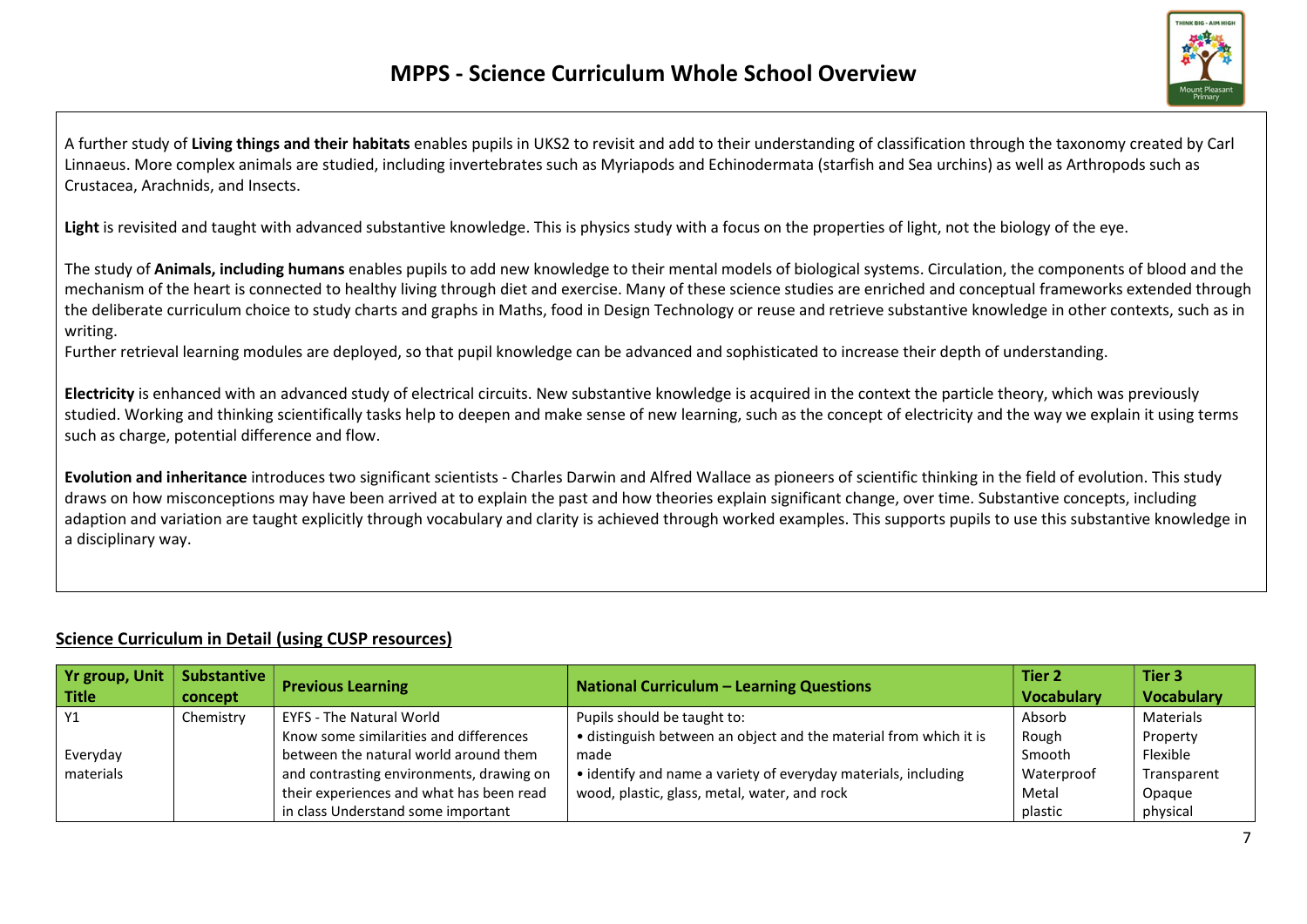# MPPS - Science Curriculum Whole School Overview

A further study of **Living things and their habitats** enables pupils in UKS2 to revisit and add to their understanding of classification through the taxonomy created by Carl Linnaeus. More complex animals are studied, including invertebrates such as Myriapods and Echinodermata (starfish and Sea urchins) as well as Arthropods such as Crustacea, Arachnids, and Insects.

**Light** is revisited and taught with advanced substantive knowledge. This is physics study with a focus on the properties of light, not the biology of the eye.

The study of **Animals, including humans** enables pupils to add new knowledge to their mental models of biological systems. Circulation, the components of blood and the mechanism of the heart is connected to healthy living through diet and exercise. Many of these science studies are enriched and conceptual frameworks extended through the deliberate curriculum choice to study charts and graphs in Maths, food in Design Technology or reuse and retrieve substantive knowledge in other contexts, such as in writing.
Further retrieval learning modules are deployed, so that pupil knowledge can be advanced and sophisticated to increase their depth of understanding.

**Electricity** is enhanced with an advanced study of electrical circuits. New substantive knowledge is acquired in the context the particle theory, which was previously studied. Working and thinking scientifically tasks help to deepen and make sense of new learning, such as the concept of electricity and the way we explain it using terms such as charge, potential difference and flow.

**Evolution and inheritance** introduces two significant scientists - Charles Darwin and Alfred Wallace as pioneers of scientific thinking in the field of evolution. This study draws on how misconceptions may have been arrived at to explain the past and how theories explain significant change, over time. Substantive concepts, including adaption and variation are taught explicitly through vocabulary and clarity is achieved through worked examples. This supports pupils to use this substantive knowledge in a disciplinary way.

## Science Curriculum in Detail (using CUSP resources)

| Yr group, Unit Title | Substantive concept | Previous Learning | National Curriculum – Learning Questions | Tier 2 Vocabulary | Tier 3 Vocabulary |
|---|---|---|---|---|---|
| Y1<br><br>Everyday materials | Chemistry | EYFS - The Natural World<br>Know some similarities and differences between the natural world around them and contrasting environments, drawing on their experiences and what has been read in class Understand some important | Pupils should be taught to:<br>• distinguish between an object and the material from which it is made<br>• identify and name a variety of everyday materials, including wood, plastic, glass, metal, water, and rock | Absorb<br>Rough<br>Smooth<br>Waterproof<br>Metal<br>plastic | Materials<br>Property<br>Flexible<br>Transparent<br>Opaque<br>physical |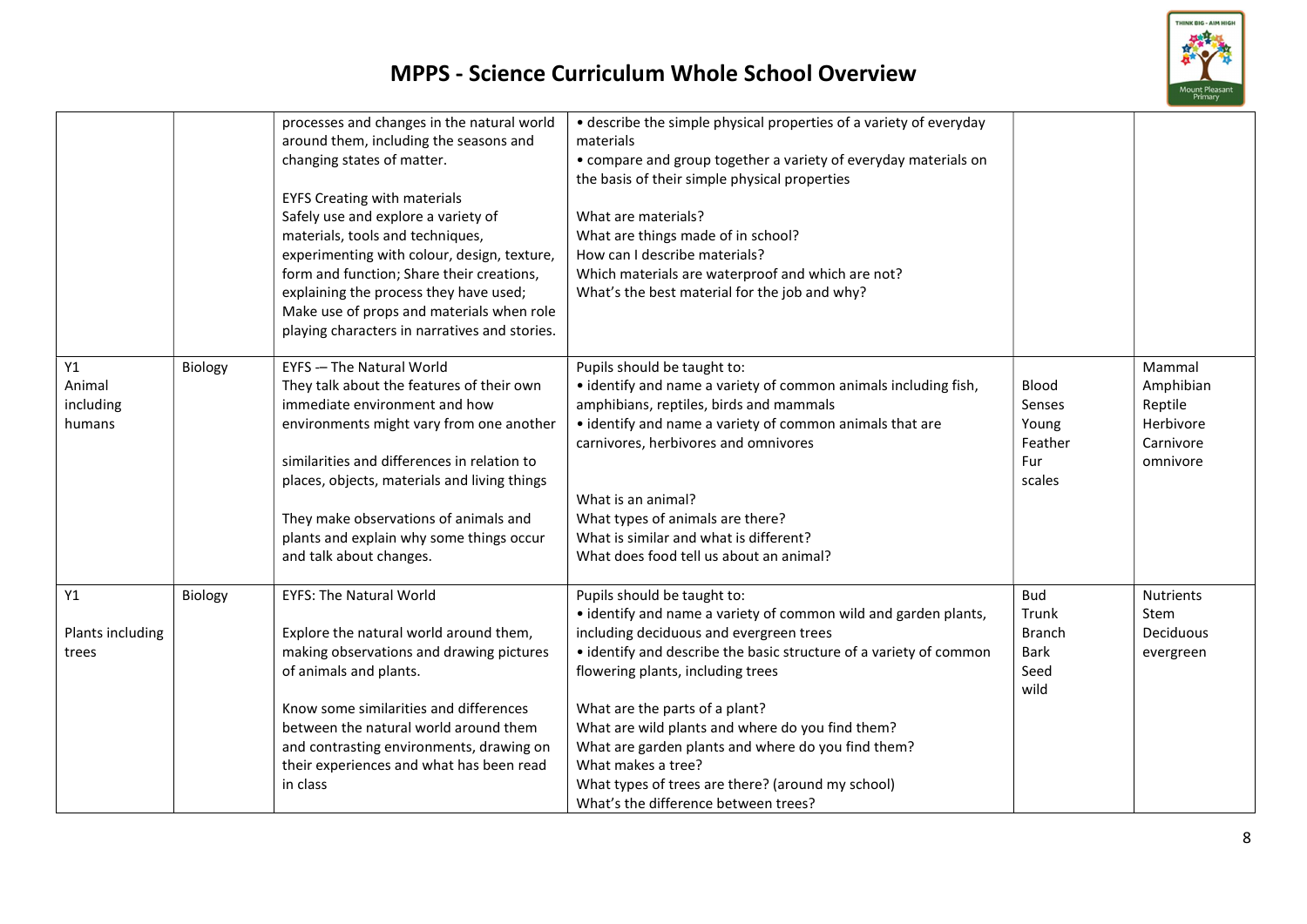# MPPS - Science Curriculum Whole School Overview

| | | | | | |
|---|---|---|---|---|---|
| | | processes and changes in the natural world around them, including the seasons and changing states of matter.<br><br>EYFS Creating with materials<br>Safely use and explore a variety of materials, tools and techniques, experimenting with colour, design, texture, form and function; Share their creations, explaining the process they have used; Make use of props and materials when role playing characters in narratives and stories. | • describe the simple physical properties of a variety of everyday materials<br>• compare and group together a variety of everyday materials on the basis of their simple physical properties<br><br>What are materials?<br>What are things made of in school?<br>How can I describe materials?<br>Which materials are waterproof and which are not?<br>What's the best material for the job and why? | | |
| Y1<br>Animal including humans | Biology | EYFS -– The Natural World<br>They talk about the features of their own immediate environment and how environments might vary from one another<br><br>similarities and differences in relation to places, objects, materials and living things<br><br>They make observations of animals and plants and explain why some things occur and talk about changes. | Pupils should be taught to:<br>• identify and name a variety of common animals including fish, amphibians, reptiles, birds and mammals<br>• identify and name a variety of common animals that are carnivores, herbivores and omnivores<br><br>What is an animal?<br>What types of animals are there?<br>What is similar and what is different?<br>What does food tell us about an animal? | Blood<br>Senses<br>Young<br>Feather<br>Fur<br>scales | Mammal<br>Amphibian<br>Reptile<br>Herbivore<br>Carnivore<br>omnivore |
| Y1<br><br>Plants including trees | Biology | EYFS: The Natural World<br><br>Explore the natural world around them, making observations and drawing pictures of animals and plants.<br><br>Know some similarities and differences between the natural world around them and contrasting environments, drawing on their experiences and what has been read in class | Pupils should be taught to:<br>• identify and name a variety of common wild and garden plants, including deciduous and evergreen trees<br>• identify and describe the basic structure of a variety of common flowering plants, including trees<br><br>What are the parts of a plant?<br>What are wild plants and where do you find them?<br>What are garden plants and where do you find them?<br>What makes a tree?<br>What types of trees are there? (around my school)<br>What's the difference between trees? | Bud<br>Trunk<br>Branch<br>Bark<br>Seed<br>wild | Nutrients<br>Stem<br>Deciduous<br>evergreen |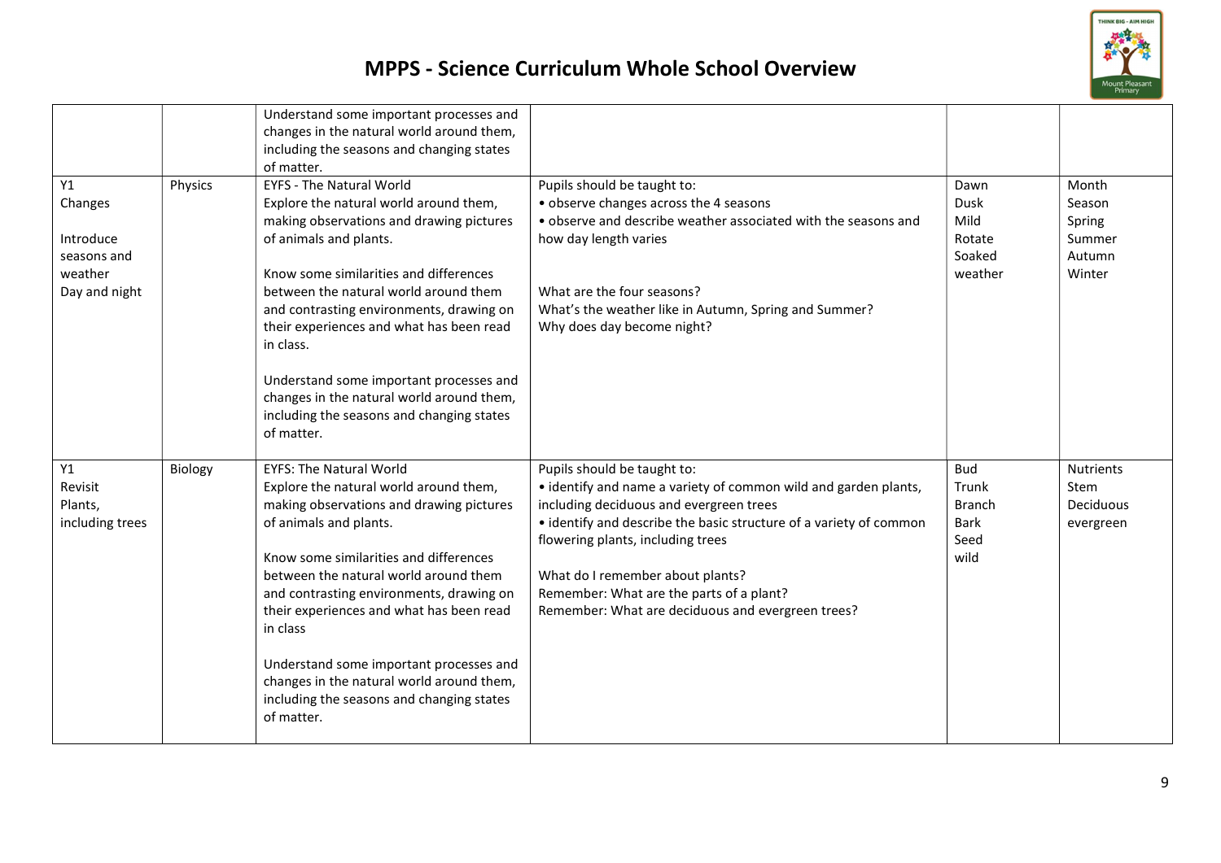# MPPS - Science Curriculum Whole School Overview

| | | | | | |
|---|---|---|---|---|---|
| | | Understand some important processes and changes in the natural world around them, including the seasons and changing states of matter. | | | |
| Y1<br>Changes<br><br>Introduce seasons and weather<br>Day and night | Physics | EYFS - The Natural World<br>Explore the natural world around them, making observations and drawing pictures of animals and plants.<br><br>Know some similarities and differences between the natural world around them and contrasting environments, drawing on their experiences and what has been read in class.<br><br>Understand some important processes and changes in the natural world around them, including the seasons and changing states of matter. | Pupils should be taught to:<br>• observe changes across the 4 seasons<br>• observe and describe weather associated with the seasons and how day length varies<br><br>What are the four seasons?<br>What's the weather like in Autumn, Spring and Summer?<br>Why does day become night? | Dawn<br>Dusk<br>Mild<br>Rotate<br>Soaked<br>weather | Month<br>Season<br>Spring<br>Summer<br>Autumn<br>Winter |
| Y1<br>Revisit<br>Plants, including trees | Biology | EYFS: The Natural World<br>Explore the natural world around them, making observations and drawing pictures of animals and plants.<br><br>Know some similarities and differences between the natural world around them and contrasting environments, drawing on their experiences and what has been read in class<br><br>Understand some important processes and changes in the natural world around them, including the seasons and changing states of matter. | Pupils should be taught to:<br>• identify and name a variety of common wild and garden plants, including deciduous and evergreen trees<br>• identify and describe the basic structure of a variety of common flowering plants, including trees<br><br>What do I remember about plants?<br>Remember: What are the parts of a plant?<br>Remember: What are deciduous and evergreen trees? | Bud<br>Trunk<br>Branch<br>Bark<br>Seed<br>wild | Nutrients<br>Stem<br>Deciduous<br>evergreen |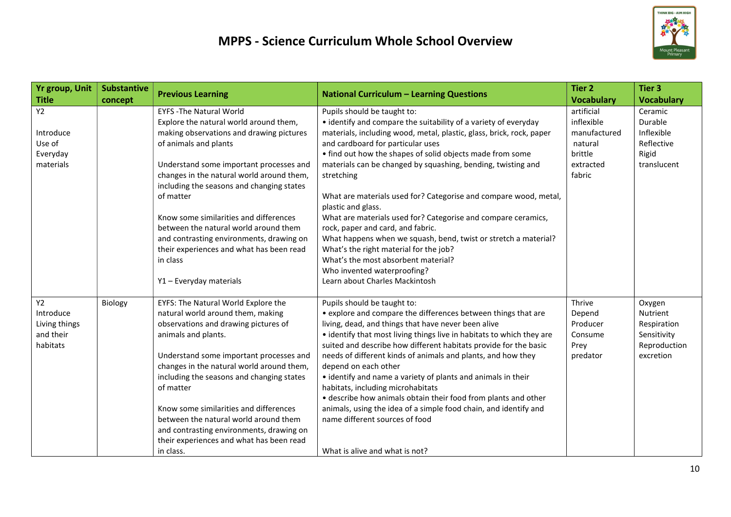# MPPS - Science Curriculum Whole School Overview

| Yr group, Unit Title | Substantive concept | Previous Learning | National Curriculum – Learning Questions | Tier 2 Vocabulary | Tier 3 Vocabulary |
|---|---|---|---|---|---|
| Y2<br><br>Introduce Use of Everyday materials | | EYFS -The Natural World<br>Explore the natural world around them, making observations and drawing pictures of animals and plants<br><br>Understand some important processes and changes in the natural world around them, including the seasons and changing states of matter<br><br>Know some similarities and differences between the natural world around them and contrasting environments, drawing on their experiences and what has been read in class<br><br>Y1 – Everyday materials | Pupils should be taught to:<br>• identify and compare the suitability of a variety of everyday materials, including wood, metal, plastic, glass, brick, rock, paper and cardboard for particular uses<br>• find out how the shapes of solid objects made from some materials can be changed by squashing, bending, twisting and stretching<br><br>What are materials used for? Categorise and compare wood, metal, plastic and glass.<br>What are materials used for? Categorise and compare ceramics, rock, paper and card, and fabric.<br>What happens when we squash, bend, twist or stretch a material?<br>What's the right material for the job?<br>What's the most absorbent material?<br>Who invented waterproofing?<br>Learn about Charles Mackintosh | artificial<br>inflexible<br>manufactured<br>natural<br>brittle<br>extracted<br>fabric | Ceramic<br>Durable<br>Inflexible<br>Reflective<br>Rigid<br>translucent |
| Y2<br>Introduce Living things and their habitats | Biology | EYFS: The Natural World Explore the natural world around them, making observations and drawing pictures of animals and plants.<br><br>Understand some important processes and changes in the natural world around them, including the seasons and changing states of matter<br><br>Know some similarities and differences between the natural world around them and contrasting environments, drawing on their experiences and what has been read in class. | Pupils should be taught to:<br>• explore and compare the differences between things that are living, dead, and things that have never been alive<br>• identify that most living things live in habitats to which they are suited and describe how different habitats provide for the basic needs of different kinds of animals and plants, and how they depend on each other<br>• identify and name a variety of plants and animals in their habitats, including microhabitats<br>• describe how animals obtain their food from plants and other animals, using the idea of a simple food chain, and identify and name different sources of food<br><br>What is alive and what is not? | Thrive<br>Depend<br>Producer<br>Consume<br>Prey<br>predator | Oxygen<br>Nutrient<br>Respiration<br>Sensitivity<br>Reproduction<br>excretion |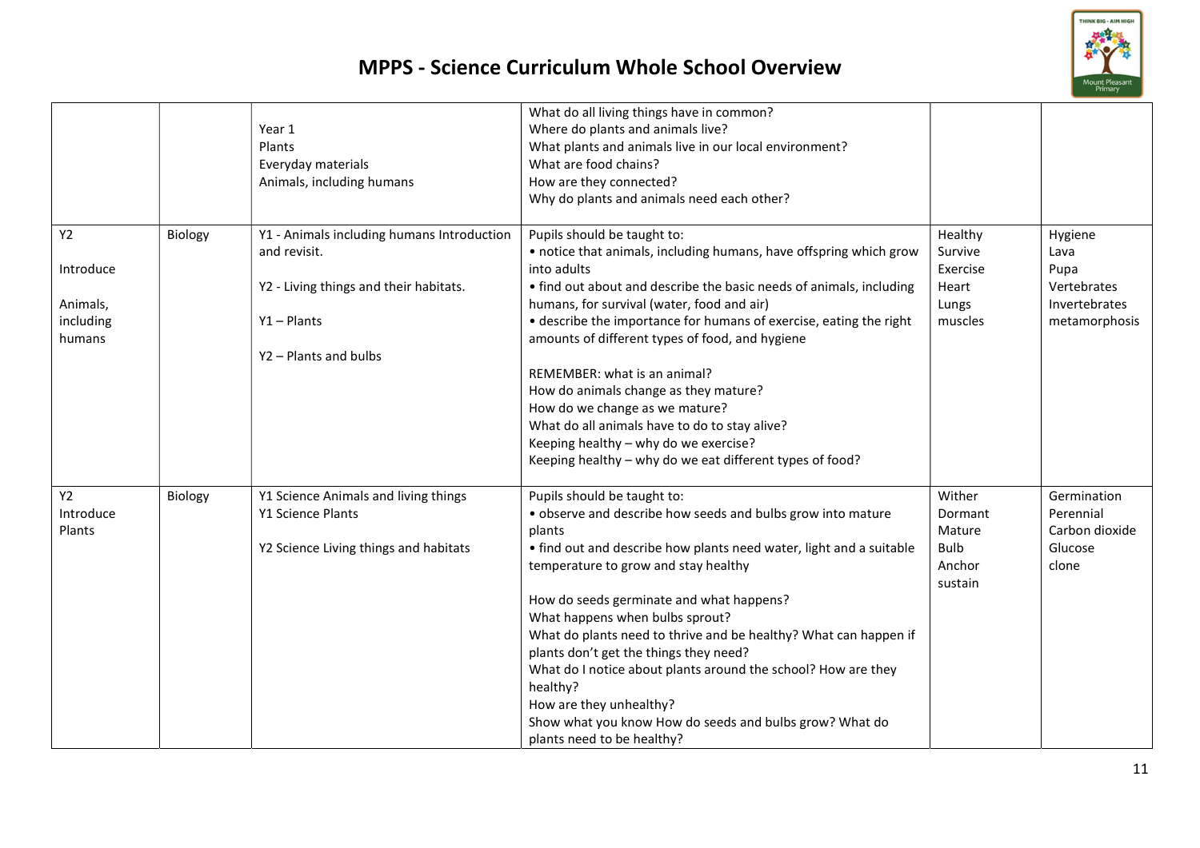# MPPS - Science Curriculum Whole School Overview

| | | | | | |
|---|---|---|---|---|---|
| | | Year 1<br>Plants<br>Everyday materials<br>Animals, including humans | What do all living things have in common?<br>Where do plants and animals live?<br>What plants and animals live in our local environment?<br>What are food chains?<br>How are they connected?<br>Why do plants and animals need each other? | | |
| Y2<br><br>Introduce<br><br>Animals, including humans | Biology | Y1 - Animals including humans Introduction and revisit.<br><br>Y2 - Living things and their habitats.<br><br>Y1 – Plants<br><br>Y2 – Plants and bulbs | Pupils should be taught to:<br>• notice that animals, including humans, have offspring which grow into adults<br>• find out about and describe the basic needs of animals, including humans, for survival (water, food and air)<br>• describe the importance for humans of exercise, eating the right amounts of different types of food, and hygiene<br><br>REMEMBER: what is an animal?<br>How do animals change as they mature?<br>How do we change as we mature?<br>What do all animals have to do to stay alive?<br>Keeping healthy – why do we exercise?<br>Keeping healthy – why do we eat different types of food? | Healthy<br>Survive<br>Exercise<br>Heart<br>Lungs<br>muscles | Hygiene<br>Lava<br>Pupa<br>Vertebrates<br>Invertebrates<br>metamorphosis |
| Y2<br>Introduce<br>Plants | Biology | Y1 Science Animals and living things<br>Y1 Science Plants<br><br>Y2 Science Living things and habitats | Pupils should be taught to:<br>• observe and describe how seeds and bulbs grow into mature plants<br>• find out and describe how plants need water, light and a suitable temperature to grow and stay healthy<br><br>How do seeds germinate and what happens?<br>What happens when bulbs sprout?<br>What do plants need to thrive and be healthy? What can happen if plants don't get the things they need?<br>What do I notice about plants around the school? How are they healthy?<br>How are they unhealthy?<br>Show what you know How do seeds and bulbs grow? What do plants need to be healthy? | Wither<br>Dormant<br>Mature<br>Bulb<br>Anchor<br>sustain | Germination<br>Perennial<br>Carbon dioxide<br>Glucose<br>clone |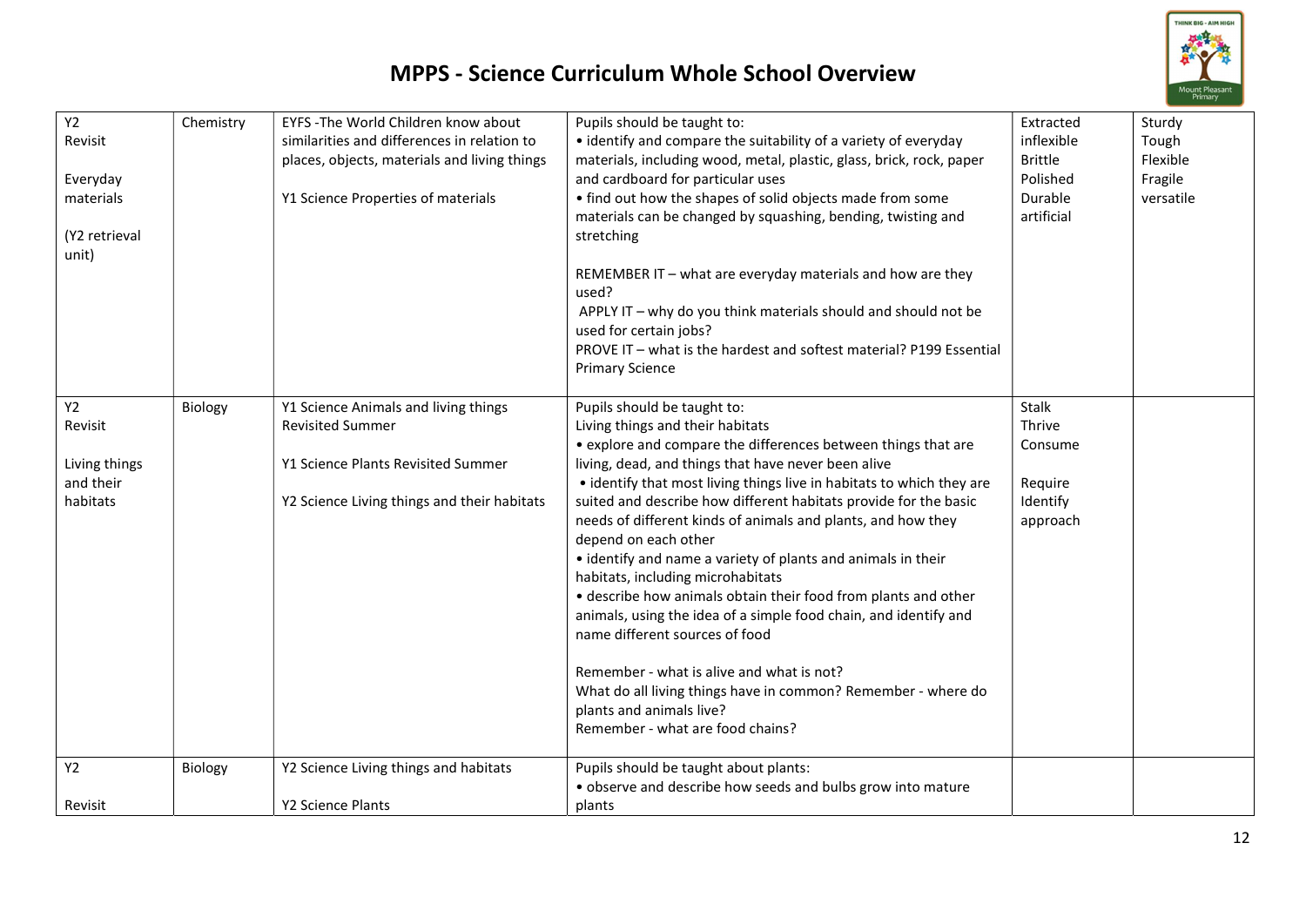# MPPS - Science Curriculum Whole School Overview

| | | | | | |
|---|---|---|---|---|---|
| Y2<br>Revisit<br><br>Everyday materials<br><br>(Y2 retrieval unit) | Chemistry | EYFS -The World Children know about similarities and differences in relation to places, objects, materials and living things<br><br>Y1 Science Properties of materials | Pupils should be taught to:<br>• identify and compare the suitability of a variety of everyday materials, including wood, metal, plastic, glass, brick, rock, paper and cardboard for particular uses<br>• find out how the shapes of solid objects made from some materials can be changed by squashing, bending, twisting and stretching<br><br>REMEMBER IT – what are everyday materials and how are they used?<br>APPLY IT – why do you think materials should and should not be used for certain jobs?<br>PROVE IT – what is the hardest and softest material? P199 Essential Primary Science | Extracted<br>inflexible<br>Brittle<br>Polished<br>Durable<br>artificial | Sturdy<br>Tough<br>Flexible<br>Fragile<br>versatile |
| Y2<br>Revisit<br><br>Living things and their habitats | Biology | Y1 Science Animals and living things Revisited Summer<br><br>Y1 Science Plants Revisited Summer<br><br>Y2 Science Living things and their habitats | Pupils should be taught to:<br>Living things and their habitats<br>• explore and compare the differences between things that are living, dead, and things that have never been alive<br>• identify that most living things live in habitats to which they are suited and describe how different habitats provide for the basic needs of different kinds of animals and plants, and how they depend on each other<br>• identify and name a variety of plants and animals in their habitats, including microhabitats<br>• describe how animals obtain their food from plants and other animals, using the idea of a simple food chain, and identify and name different sources of food<br><br>Remember - what is alive and what is not?<br>What do all living things have in common? Remember - where do plants and animals live?<br>Remember - what are food chains? | Stalk<br>Thrive<br>Consume<br><br>Require<br>Identify<br>approach | |
| Y2<br><br>Revisit | Biology | Y2 Science Living things and habitats<br><br>Y2 Science Plants | Pupils should be taught about plants:<br>• observe and describe how seeds and bulbs grow into mature plants | | |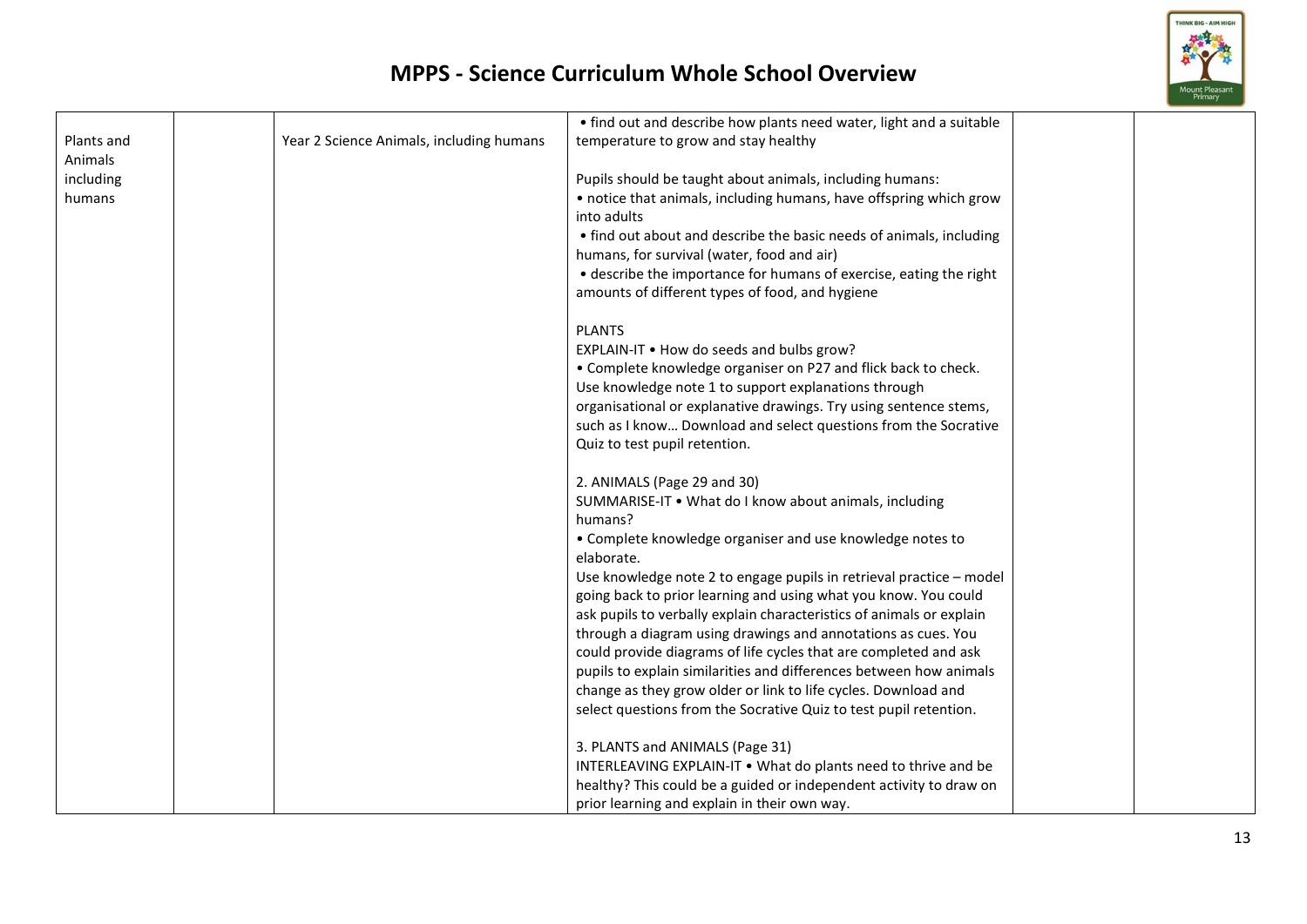# MPPS - Science Curriculum Whole School Overview

| | | | | | |
|---|---|---|---|---|---|
| Plants and Animals including humans | | Year 2 Science Animals, including humans | • find out and describe how plants need water, light and a suitable temperature to grow and stay healthy<br><br>Pupils should be taught about animals, including humans:<br>• notice that animals, including humans, have offspring which grow into adults<br>• find out about and describe the basic needs of animals, including humans, for survival (water, food and air)<br>• describe the importance for humans of exercise, eating the right amounts of different types of food, and hygiene<br><br>PLANTS<br>EXPLAIN-IT • How do seeds and bulbs grow?<br>• Complete knowledge organiser on P27 and flick back to check. Use knowledge note 1 to support explanations through organisational or explanative drawings. Try using sentence stems, such as I know… Download and select questions from the Socrative Quiz to test pupil retention.<br><br>2. ANIMALS (Page 29 and 30)<br>SUMMARISE-IT • What do I know about animals, including humans?<br>• Complete knowledge organiser and use knowledge notes to elaborate.<br>Use knowledge note 2 to engage pupils in retrieval practice – model going back to prior learning and using what you know. You could ask pupils to verbally explain characteristics of animals or explain through a diagram using drawings and annotations as cues. You could provide diagrams of life cycles that are completed and ask pupils to explain similarities and differences between how animals change as they grow older or link to life cycles. Download and select questions from the Socrative Quiz to test pupil retention.<br><br>3. PLANTS and ANIMALS (Page 31)<br>INTERLEAVING EXPLAIN-IT • What do plants need to thrive and be healthy? This could be a guided or independent activity to draw on prior learning and explain in their own way. | | |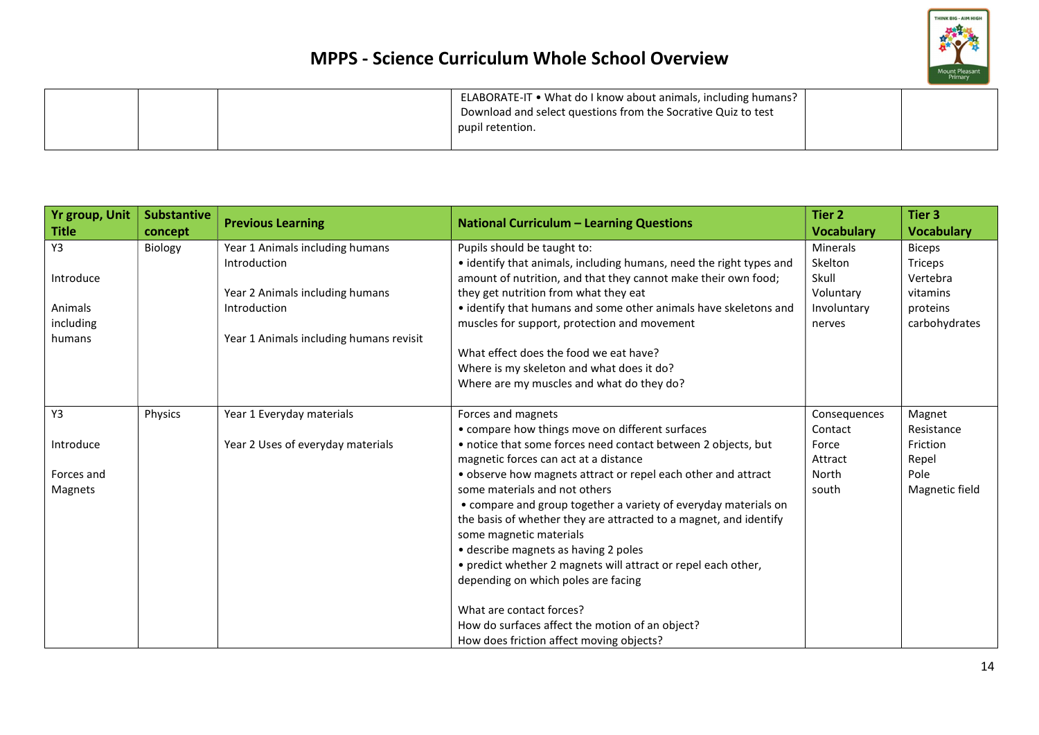# MPPS - Science Curriculum Whole School Overview

| | | | | | |
|---|---|---|---|---|---|
| | | | ELABORATE-IT • What do I know about animals, including humans? Download and select questions from the Socrative Quiz to test pupil retention. | | |

| Yr group, Unit Title | Substantive concept | Previous Learning | National Curriculum – Learning Questions | Tier 2 Vocabulary | Tier 3 Vocabulary |
|---|---|---|---|---|---|
| Y3<br><br>Introduce<br><br>Animals including humans | Biology | Year 1 Animals including humans Introduction<br><br>Year 2 Animals including humans Introduction<br><br>Year 1 Animals including humans revisit | Pupils should be taught to:<br>• identify that animals, including humans, need the right types and amount of nutrition, and that they cannot make their own food; they get nutrition from what they eat<br>• identify that humans and some other animals have skeletons and muscles for support, protection and movement<br><br>What effect does the food we eat have?<br>Where is my skeleton and what does it do?<br>Where are my muscles and what do they do? | Minerals<br>Skelton<br>Skull<br>Voluntary<br>Involuntary<br>nerves | Biceps<br>Triceps<br>Vertebra<br>vitamins<br>proteins<br>carbohydrates |
| Y3<br><br>Introduce<br><br>Forces and Magnets | Physics | Year 1 Everyday materials<br><br>Year 2 Uses of everyday materials | Forces and magnets<br>• compare how things move on different surfaces<br>• notice that some forces need contact between 2 objects, but magnetic forces can act at a distance<br>• observe how magnets attract or repel each other and attract some materials and not others<br>• compare and group together a variety of everyday materials on the basis of whether they are attracted to a magnet, and identify some magnetic materials<br>• describe magnets as having 2 poles<br>• predict whether 2 magnets will attract or repel each other, depending on which poles are facing<br><br>What are contact forces?<br>How do surfaces affect the motion of an object?<br>How does friction affect moving objects? | Consequences<br>Contact<br>Force<br>Attract<br>North<br>south | Magnet<br>Resistance<br>Friction<br>Repel<br>Pole<br>Magnetic field |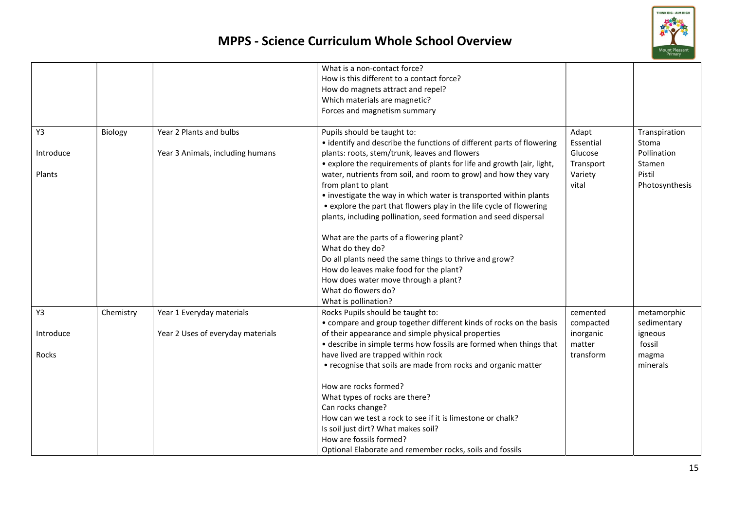# MPPS - Science Curriculum Whole School Overview

| | | | | | |
|---|---|---|---|---|---|
| | | | What is a non-contact force?<br>How is this different to a contact force?<br>How do magnets attract and repel?<br>Which materials are magnetic?<br>Forces and magnetism summary | | |
| Y3<br><br>Introduce<br><br>Plants | Biology | Year 2 Plants and bulbs<br><br>Year 3 Animals, including humans | Pupils should be taught to:<br>• identify and describe the functions of different parts of flowering plants: roots, stem/trunk, leaves and flowers<br>• explore the requirements of plants for life and growth (air, light, water, nutrients from soil, and room to grow) and how they vary from plant to plant<br>• investigate the way in which water is transported within plants<br>• explore the part that flowers play in the life cycle of flowering plants, including pollination, seed formation and seed dispersal<br><br>What are the parts of a flowering plant?<br>What do they do?<br>Do all plants need the same things to thrive and grow?<br>How do leaves make food for the plant?<br>How does water move through a plant?<br>What do flowers do?<br>What is pollination? | Adapt<br>Essential<br>Glucose<br>Transport<br>Variety<br>vital | Transpiration<br>Stoma<br>Pollination<br>Stamen<br>Pistil<br>Photosynthesis |
| Y3<br><br>Introduce<br><br>Rocks | Chemistry | Year 1 Everyday materials<br><br>Year 2 Uses of everyday materials | Rocks Pupils should be taught to:<br>• compare and group together different kinds of rocks on the basis of their appearance and simple physical properties<br>• describe in simple terms how fossils are formed when things that have lived are trapped within rock<br>• recognise that soils are made from rocks and organic matter<br><br>How are rocks formed?<br>What types of rocks are there?<br>Can rocks change?<br>How can we test a rock to see if it is limestone or chalk?<br>Is soil just dirt? What makes soil?<br>How are fossils formed?<br>Optional Elaborate and remember rocks, soils and fossils | cemented<br>compacted<br>inorganic<br>matter<br>transform | metamorphic<br>sedimentary<br>igneous<br>fossil<br>magma<br>minerals |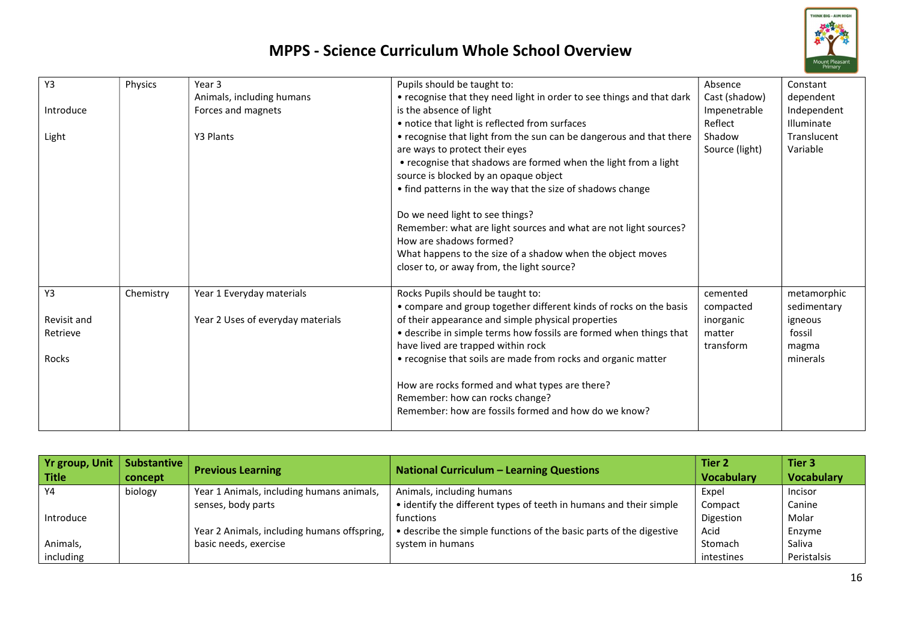# MPPS - Science Curriculum Whole School Overview

| | | | | | |
|---|---|---|---|---|---|
| Y3<br><br>Introduce<br><br>Light | Physics | Year 3<br>Animals, including humans<br>Forces and magnets<br><br>Y3 Plants | Pupils should be taught to:<br>• recognise that they need light in order to see things and that dark is the absence of light<br>• notice that light is reflected from surfaces<br>• recognise that light from the sun can be dangerous and that there are ways to protect their eyes<br>• recognise that shadows are formed when the light from a light source is blocked by an opaque object<br>• find patterns in the way that the size of shadows change<br><br>Do we need light to see things?<br>Remember: what are light sources and what are not light sources?<br>How are shadows formed?<br>What happens to the size of a shadow when the object moves closer to, or away from, the light source? | Absence<br>Cast (shadow)<br>Impenetrable<br>Reflect<br>Shadow<br>Source (light) | Constant<br>dependent<br>Independent<br>Illuminate<br>Translucent<br>Variable |
| Y3<br><br>Revisit and Retrieve<br><br>Rocks | Chemistry | Year 1 Everyday materials<br><br>Year 2 Uses of everyday materials | Rocks Pupils should be taught to:<br>• compare and group together different kinds of rocks on the basis of their appearance and simple physical properties<br>• describe in simple terms how fossils are formed when things that have lived are trapped within rock<br>• recognise that soils are made from rocks and organic matter<br><br>How are rocks formed and what types are there?<br>Remember: how can rocks change?<br>Remember: how are fossils formed and how do we know? | cemented<br>compacted<br>inorganic<br>matter<br>transform | metamorphic<br>sedimentary<br>igneous<br>fossil<br>magma<br>minerals |

| Yr group, Unit Title | Substantive concept | Previous Learning | National Curriculum – Learning Questions | Tier 2 Vocabulary | Tier 3 Vocabulary |
|---|---|---|---|---|---|
| Y4<br><br>Introduce<br><br>Animals, including | biology | Year 1 Animals, including humans animals, senses, body parts<br><br>Year 2 Animals, including humans offspring, basic needs, exercise | Animals, including humans<br>• identify the different types of teeth in humans and their simple functions<br>• describe the simple functions of the basic parts of the digestive system in humans | Expel<br>Compact<br>Digestion<br>Acid<br>Stomach<br>intestines | Incisor<br>Canine<br>Molar<br>Enzyme<br>Saliva<br>Peristalsis |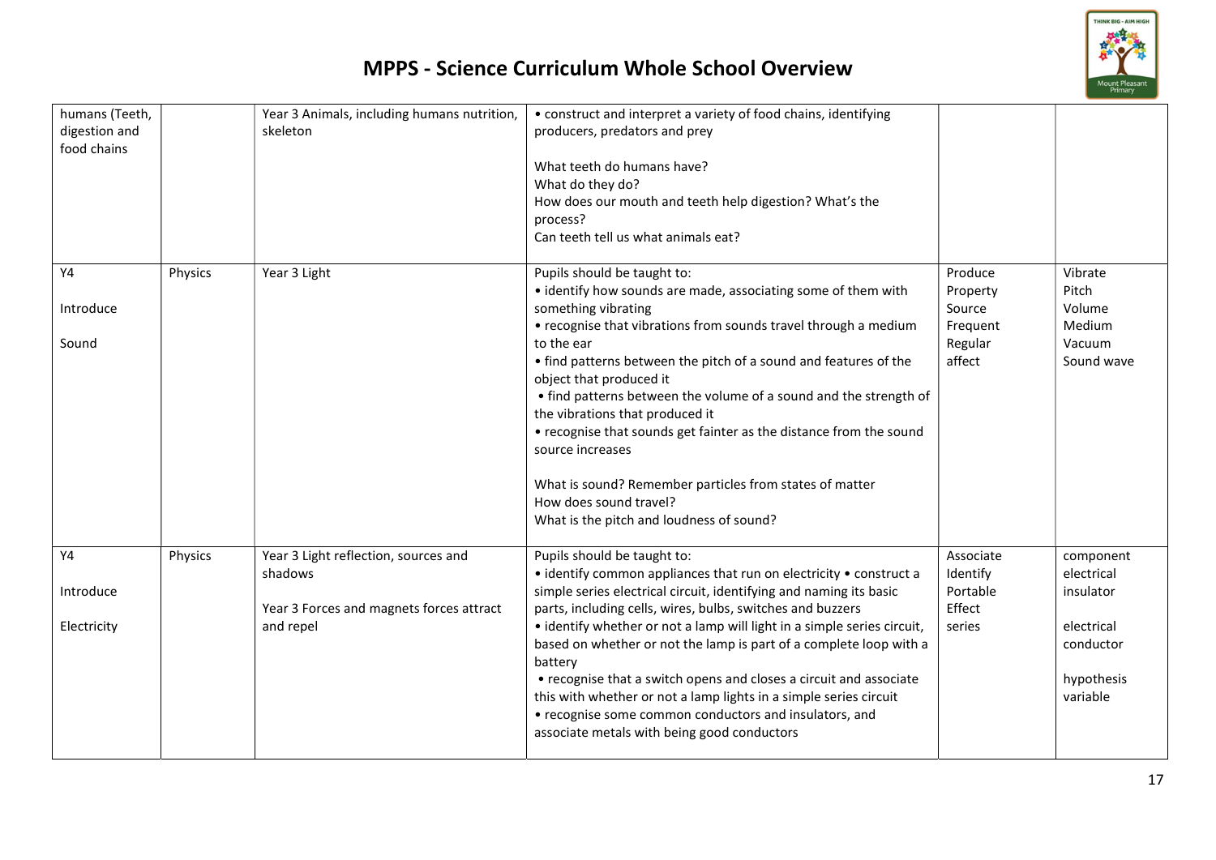# MPPS - Science Curriculum Whole School Overview

| | | | | | |
|---|---|---|---|---|---|
| humans (Teeth, digestion and food chains | | Year 3 Animals, including humans nutrition, skeleton | • construct and interpret a variety of food chains, identifying producers, predators and prey<br><br>What teeth do humans have?<br>What do they do?<br>How does our mouth and teeth help digestion? What's the process?<br>Can teeth tell us what animals eat? | | |
| Y4<br><br>Introduce<br><br>Sound | Physics | Year 3 Light | Pupils should be taught to:<br>• identify how sounds are made, associating some of them with something vibrating<br>• recognise that vibrations from sounds travel through a medium to the ear<br>• find patterns between the pitch of a sound and features of the object that produced it<br>• find patterns between the volume of a sound and the strength of the vibrations that produced it<br>• recognise that sounds get fainter as the distance from the sound source increases<br><br>What is sound? Remember particles from states of matter<br>How does sound travel?<br>What is the pitch and loudness of sound? | Produce<br>Property<br>Source<br>Frequent<br>Regular<br>affect | Vibrate<br>Pitch<br>Volume<br>Medium<br>Vacuum<br>Sound wave |
| Y4<br><br>Introduce<br><br>Electricity | Physics | Year 3 Light reflection, sources and shadows<br><br>Year 3 Forces and magnets forces attract and repel | Pupils should be taught to:<br>• identify common appliances that run on electricity • construct a simple series electrical circuit, identifying and naming its basic parts, including cells, wires, bulbs, switches and buzzers<br>• identify whether or not a lamp will light in a simple series circuit, based on whether or not the lamp is part of a complete loop with a battery<br>• recognise that a switch opens and closes a circuit and associate this with whether or not a lamp lights in a simple series circuit<br>• recognise some common conductors and insulators, and associate metals with being good conductors | Associate<br>Identify<br>Portable<br>Effect<br>series | component<br>electrical<br>insulator<br><br>electrical<br>conductor<br><br>hypothesis<br>variable |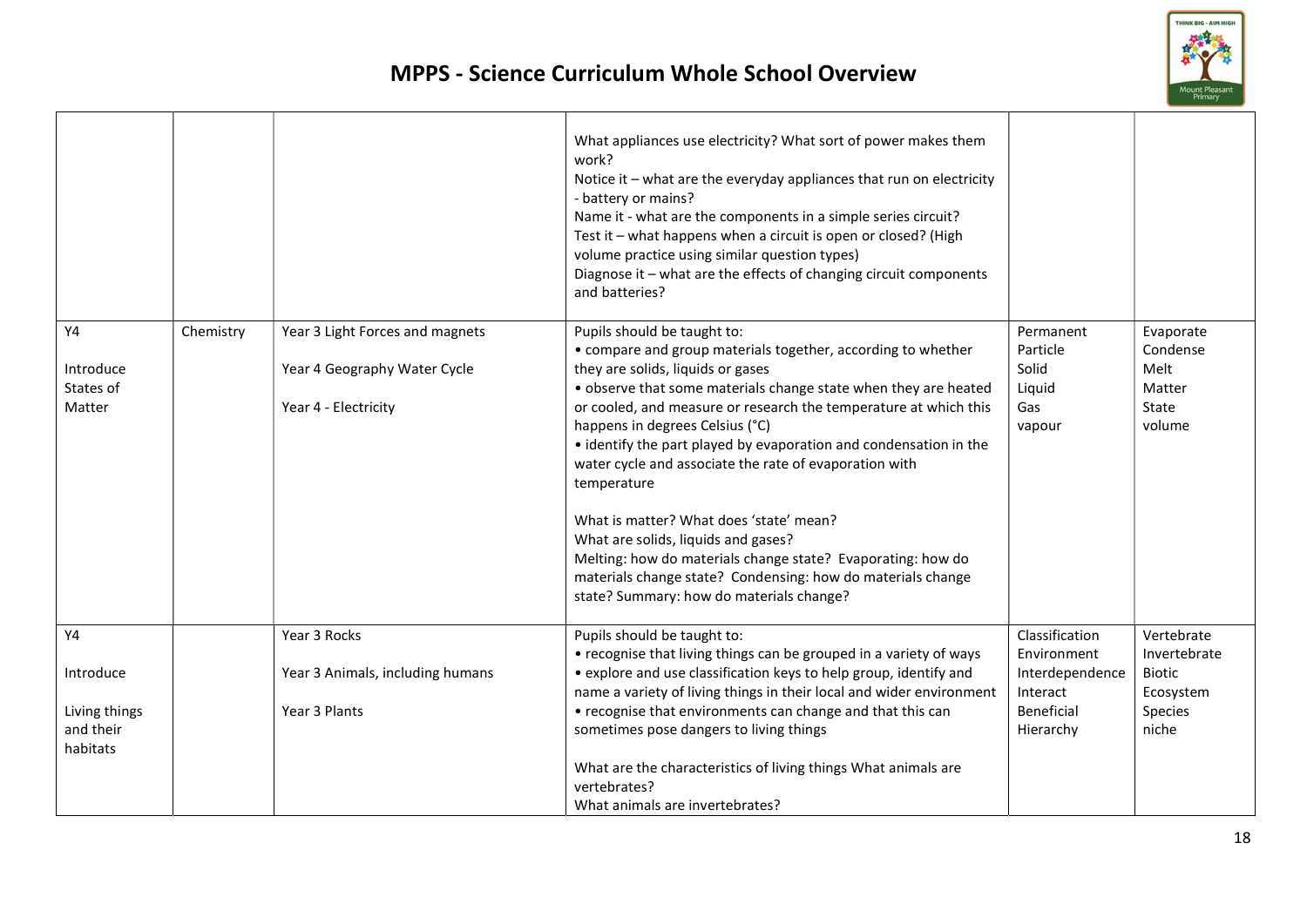# MPPS - Science Curriculum Whole School Overview

| | | | | | |
|---|---|---|---|---|---|
| | | | What appliances use electricity? What sort of power makes them work?<br>Notice it – what are the everyday appliances that run on electricity - battery or mains?<br>Name it - what are the components in a simple series circuit?<br>Test it – what happens when a circuit is open or closed? (High volume practice using similar question types)<br>Diagnose it – what are the effects of changing circuit components and batteries? | | |
| Y4<br><br>Introduce States of Matter | Chemistry | Year 3 Light Forces and magnets<br><br>Year 4 Geography Water Cycle<br><br>Year 4 - Electricity | Pupils should be taught to:<br>• compare and group materials together, according to whether they are solids, liquids or gases<br>• observe that some materials change state when they are heated or cooled, and measure or research the temperature at which this happens in degrees Celsius (°C)<br>• identify the part played by evaporation and condensation in the water cycle and associate the rate of evaporation with temperature<br><br>What is matter? What does 'state' mean?<br>What are solids, liquids and gases?<br>Melting: how do materials change state? Evaporating: how do materials change state? Condensing: how do materials change state? Summary: how do materials change? | Permanent<br>Particle<br>Solid<br>Liquid<br>Gas<br>vapour | Evaporate<br>Condense<br>Melt<br>Matter<br>State<br>volume |
| Y4<br><br>Introduce<br><br>Living things and their habitats | | Year 3 Rocks<br><br>Year 3 Animals, including humans<br><br>Year 3 Plants | Pupils should be taught to:<br>• recognise that living things can be grouped in a variety of ways<br>• explore and use classification keys to help group, identify and name a variety of living things in their local and wider environment<br>• recognise that environments can change and that this can sometimes pose dangers to living things<br><br>What are the characteristics of living things What animals are vertebrates?<br>What animals are invertebrates? | Classification<br>Environment<br>Interdependence<br>Interact<br>Beneficial<br>Hierarchy | Vertebrate<br>Invertebrate<br>Biotic<br>Ecosystem<br>Species<br>niche |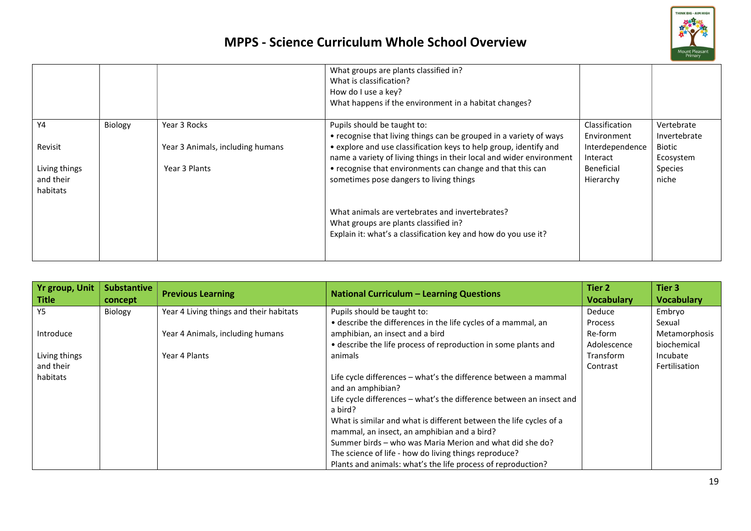# MPPS - Science Curriculum Whole School Overview

| | | | | | |
|---|---|---|---|---|---|
| | | | What groups are plants classified in?<br>What is classification?<br>How do I use a key?<br>What happens if the environment in a habitat changes? | | |
| Y4<br><br>Revisit<br><br>Living things and their habitats | Biology | Year 3 Rocks<br><br>Year 3 Animals, including humans<br><br>Year 3 Plants | Pupils should be taught to:<br>• recognise that living things can be grouped in a variety of ways<br>• explore and use classification keys to help group, identify and name a variety of living things in their local and wider environment<br>• recognise that environments can change and that this can sometimes pose dangers to living things<br><br>What animals are vertebrates and invertebrates?<br>What groups are plants classified in?<br>Explain it: what's a classification key and how do you use it? | Classification<br>Environment<br>Interdependence<br>Interact<br>Beneficial<br>Hierarchy | Vertebrate<br>Invertebrate<br>Biotic<br>Ecosystem<br>Species<br>niche |

| Yr group, Unit Title | Substantive concept | Previous Learning | National Curriculum – Learning Questions | Tier 2 Vocabulary | Tier 3 Vocabulary |
|---|---|---|---|---|---|
| Y5<br><br>Introduce<br><br>Living things and their habitats | Biology | Year 4 Living things and their habitats<br><br>Year 4 Animals, including humans<br><br>Year 4 Plants | Pupils should be taught to:<br>• describe the differences in the life cycles of a mammal, an amphibian, an insect and a bird<br>• describe the life process of reproduction in some plants and animals<br><br>Life cycle differences – what's the difference between a mammal and an amphibian?<br>Life cycle differences – what's the difference between an insect and a bird?<br>What is similar and what is different between the life cycles of a mammal, an insect, an amphibian and a bird?<br>Summer birds – who was Maria Merion and what did she do?<br>The science of life - how do living things reproduce?<br>Plants and animals: what's the life process of reproduction? | Deduce<br>Process<br>Re-form<br>Adolescence<br>Transform<br>Contrast | Embryo<br>Sexual<br>Metamorphosis<br>biochemical<br>Incubate<br>Fertilisation |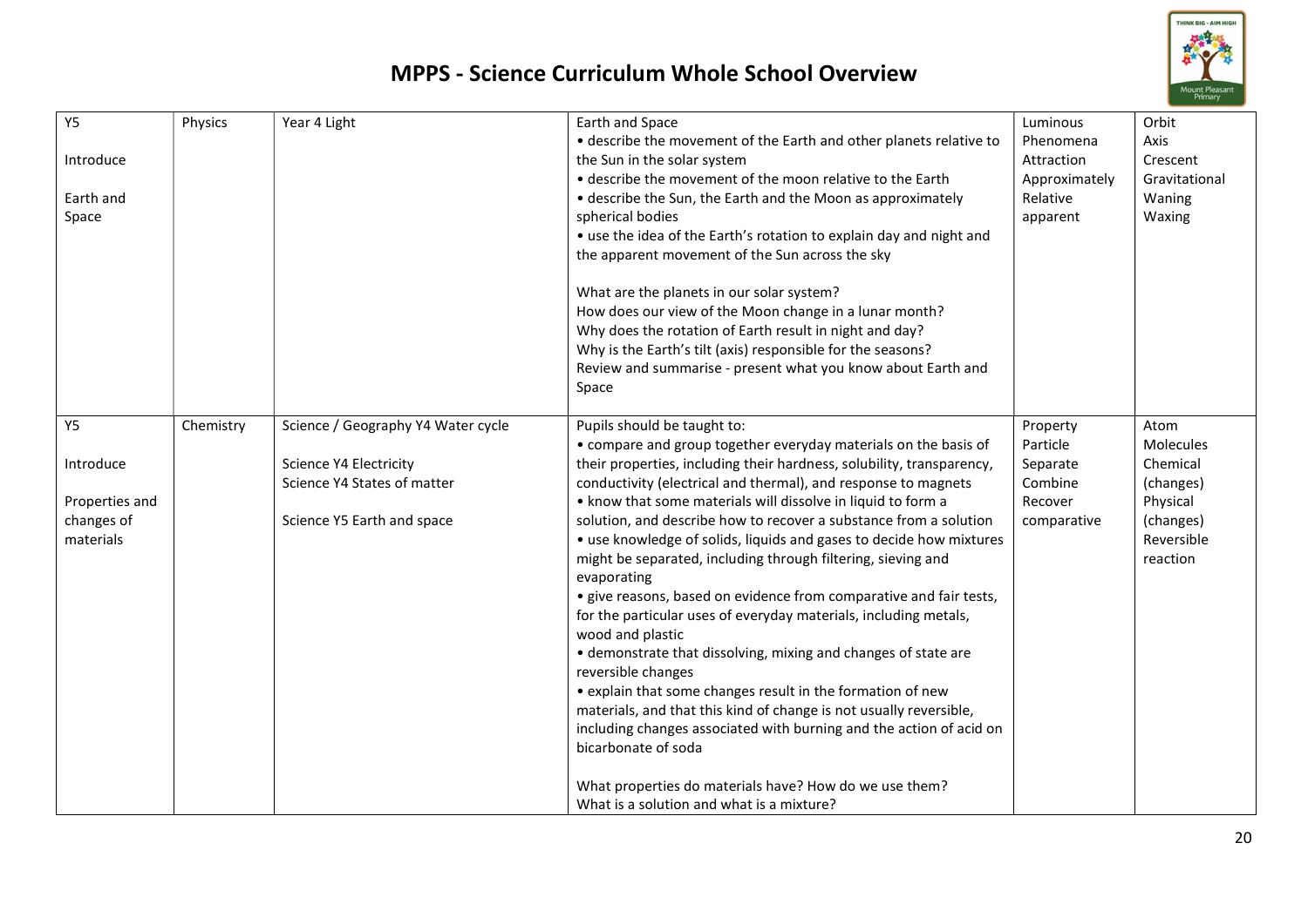# MPPS - Science Curriculum Whole School Overview

| | | | | | |
|---|---|---|---|---|---|
| Y5<br><br>Introduce<br><br>Earth and Space | Physics | Year 4 Light | Earth and Space<br>• describe the movement of the Earth and other planets relative to the Sun in the solar system<br>• describe the movement of the moon relative to the Earth<br>• describe the Sun, the Earth and the Moon as approximately spherical bodies<br>• use the idea of the Earth's rotation to explain day and night and the apparent movement of the Sun across the sky<br><br>What are the planets in our solar system?<br>How does our view of the Moon change in a lunar month?<br>Why does the rotation of Earth result in night and day?<br>Why is the Earth's tilt (axis) responsible for the seasons?<br>Review and summarise - present what you know about Earth and Space | Luminous<br>Phenomena<br>Attraction<br>Approximately<br>Relative<br>apparent | Orbit<br>Axis<br>Crescent<br>Gravitational<br>Waning<br>Waxing |
| Y5<br><br>Introduce<br><br>Properties and changes of materials | Chemistry | Science / Geography Y4 Water cycle<br><br>Science Y4 Electricity<br>Science Y4 States of matter<br><br>Science Y5 Earth and space | Pupils should be taught to:<br>• compare and group together everyday materials on the basis of their properties, including their hardness, solubility, transparency, conductivity (electrical and thermal), and response to magnets<br>• know that some materials will dissolve in liquid to form a solution, and describe how to recover a substance from a solution<br>• use knowledge of solids, liquids and gases to decide how mixtures might be separated, including through filtering, sieving and evaporating<br>• give reasons, based on evidence from comparative and fair tests, for the particular uses of everyday materials, including metals, wood and plastic<br>• demonstrate that dissolving, mixing and changes of state are reversible changes<br>• explain that some changes result in the formation of new materials, and that this kind of change is not usually reversible, including changes associated with burning and the action of acid on bicarbonate of soda<br><br>What properties do materials have? How do we use them?<br>What is a solution and what is a mixture? | Property<br>Particle<br>Separate<br>Combine<br>Recover<br>comparative | Atom<br>Molecules<br>Chemical (changes)<br>Physical (changes)<br>Reversible reaction |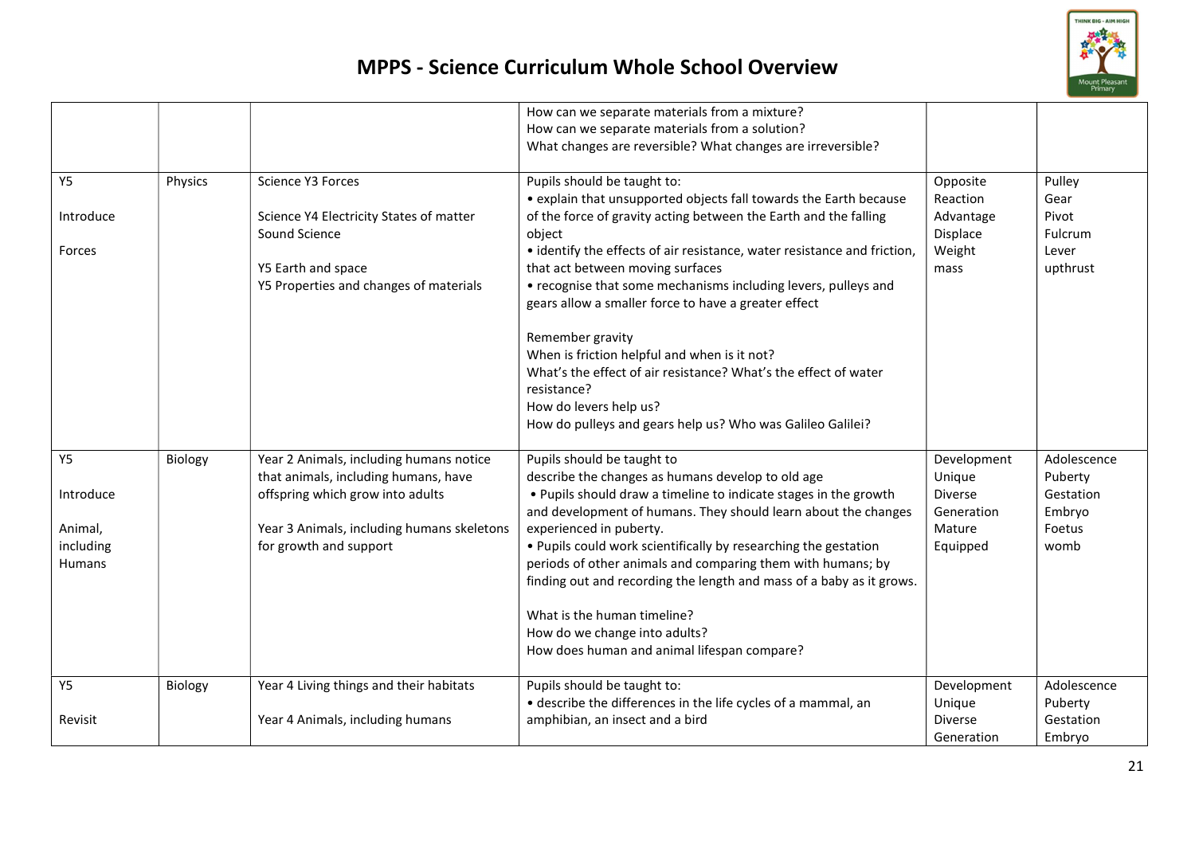# MPPS - Science Curriculum Whole School Overview

| | | | | | |
|---|---|---|---|---|---|
| | | | How can we separate materials from a mixture?<br>How can we separate materials from a solution?<br>What changes are reversible? What changes are irreversible? | | |
| Y5<br><br>Introduce<br><br>Forces | Physics | Science Y3 Forces<br><br>Science Y4 Electricity States of matter Sound Science<br><br>Y5 Earth and space<br>Y5 Properties and changes of materials | Pupils should be taught to:<br>• explain that unsupported objects fall towards the Earth because of the force of gravity acting between the Earth and the falling object<br>• identify the effects of air resistance, water resistance and friction, that act between moving surfaces<br>• recognise that some mechanisms including levers, pulleys and gears allow a smaller force to have a greater effect<br><br>Remember gravity<br>When is friction helpful and when is it not?<br>What's the effect of air resistance? What's the effect of water resistance?<br>How do levers help us?<br>How do pulleys and gears help us? Who was Galileo Galilei? | Opposite<br>Reaction<br>Advantage<br>Displace<br>Weight<br>mass | Pulley<br>Gear<br>Pivot<br>Fulcrum<br>Lever<br>upthrust |
| Y5<br><br>Introduce<br><br>Animal, including Humans | Biology | Year 2 Animals, including humans notice that animals, including humans, have offspring which grow into adults<br><br>Year 3 Animals, including humans skeletons for growth and support | Pupils should be taught to<br>describe the changes as humans develop to old age<br>• Pupils should draw a timeline to indicate stages in the growth and development of humans. They should learn about the changes experienced in puberty.<br>• Pupils could work scientifically by researching the gestation periods of other animals and comparing them with humans; by finding out and recording the length and mass of a baby as it grows.<br><br>What is the human timeline?<br>How do we change into adults?<br>How does human and animal lifespan compare? | Development<br>Unique<br>Diverse<br>Generation<br>Mature<br>Equipped | Adolescence<br>Puberty<br>Gestation<br>Embryo<br>Foetus<br>womb |
| Y5<br><br>Revisit | Biology | Year 4 Living things and their habitats<br><br>Year 4 Animals, including humans | Pupils should be taught to:<br>• describe the differences in the life cycles of a mammal, an amphibian, an insect and a bird | Development<br>Unique<br>Diverse<br>Generation | Adolescence<br>Puberty<br>Gestation<br>Embryo |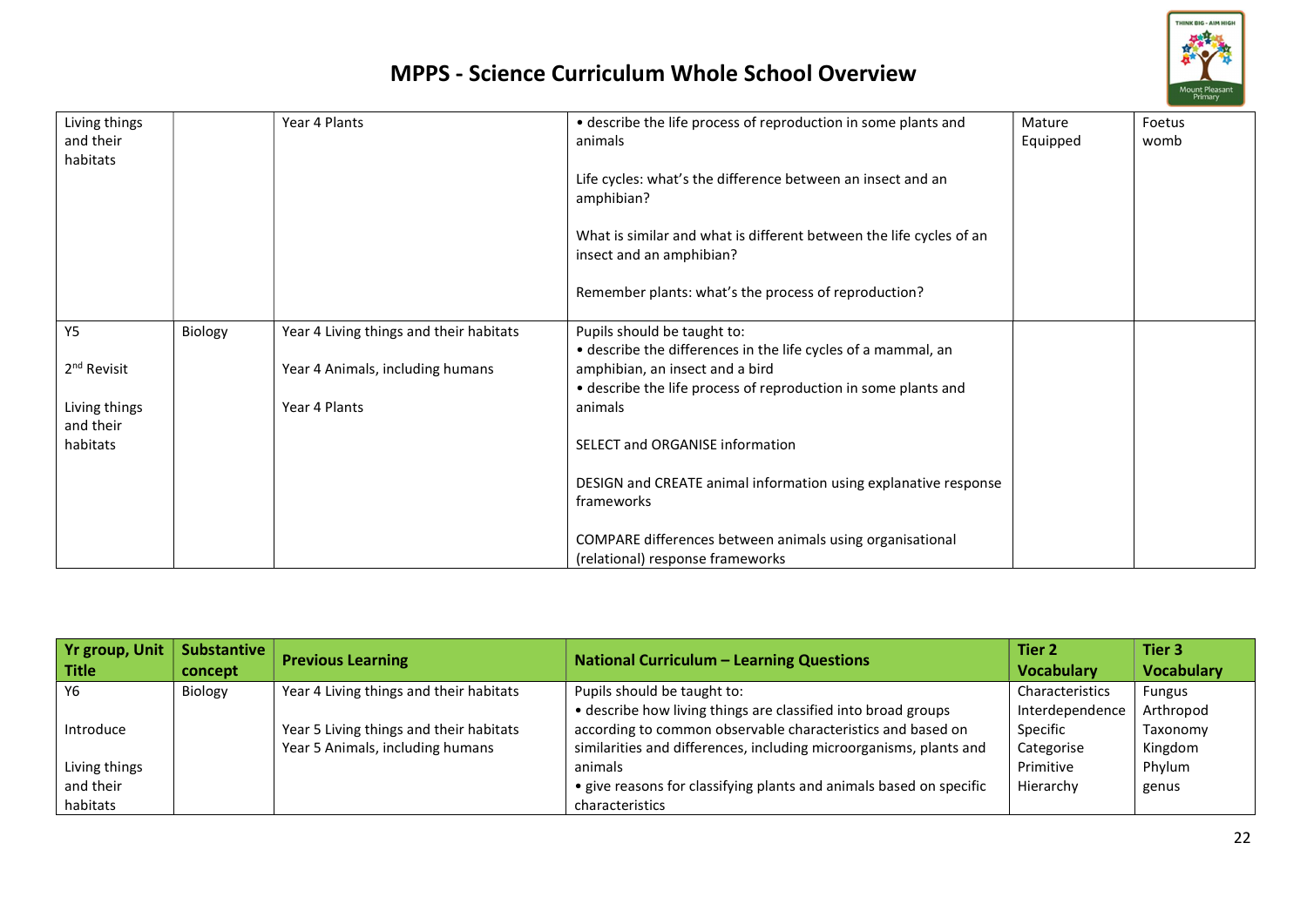# MPPS - Science Curriculum Whole School Overview

| | | | | | |
|---|---|---|---|---|---|
| Living things and their habitats | | Year 4 Plants | • describe the life process of reproduction in some plants and animals<br><br>Life cycles: what's the difference between an insect and an amphibian?<br><br>What is similar and what is different between the life cycles of an insect and an amphibian?<br><br>Remember plants: what's the process of reproduction? | Mature<br>Equipped | Foetus<br>womb |
| Y5<br><br>2nd Revisit<br><br>Living things and their habitats | Biology | Year 4 Living things and their habitats<br><br>Year 4 Animals, including humans<br><br>Year 4 Plants | Pupils should be taught to:<br>• describe the differences in the life cycles of a mammal, an amphibian, an insect and a bird<br>• describe the life process of reproduction in some plants and animals<br><br>SELECT and ORGANISE information<br><br>DESIGN and CREATE animal information using explanative response frameworks<br><br>COMPARE differences between animals using organisational (relational) response frameworks | | |

| Yr group, Unit Title | Substantive concept | Previous Learning | National Curriculum – Learning Questions | Tier 2 Vocabulary | Tier 3 Vocabulary |
|---|---|---|---|---|---|
| Y6<br><br>Introduce<br><br>Living things and their habitats | Biology | Year 4 Living things and their habitats<br><br>Year 5 Living things and their habitats<br>Year 5 Animals, including humans | Pupils should be taught to:<br>• describe how living things are classified into broad groups according to common observable characteristics and based on similarities and differences, including microorganisms, plants and animals<br>• give reasons for classifying plants and animals based on specific characteristics | Characteristics<br>Interdependence<br>Specific<br>Categorise<br>Primitive<br>Hierarchy | Fungus<br>Arthropod<br>Taxonomy<br>Kingdom<br>Phylum<br>genus |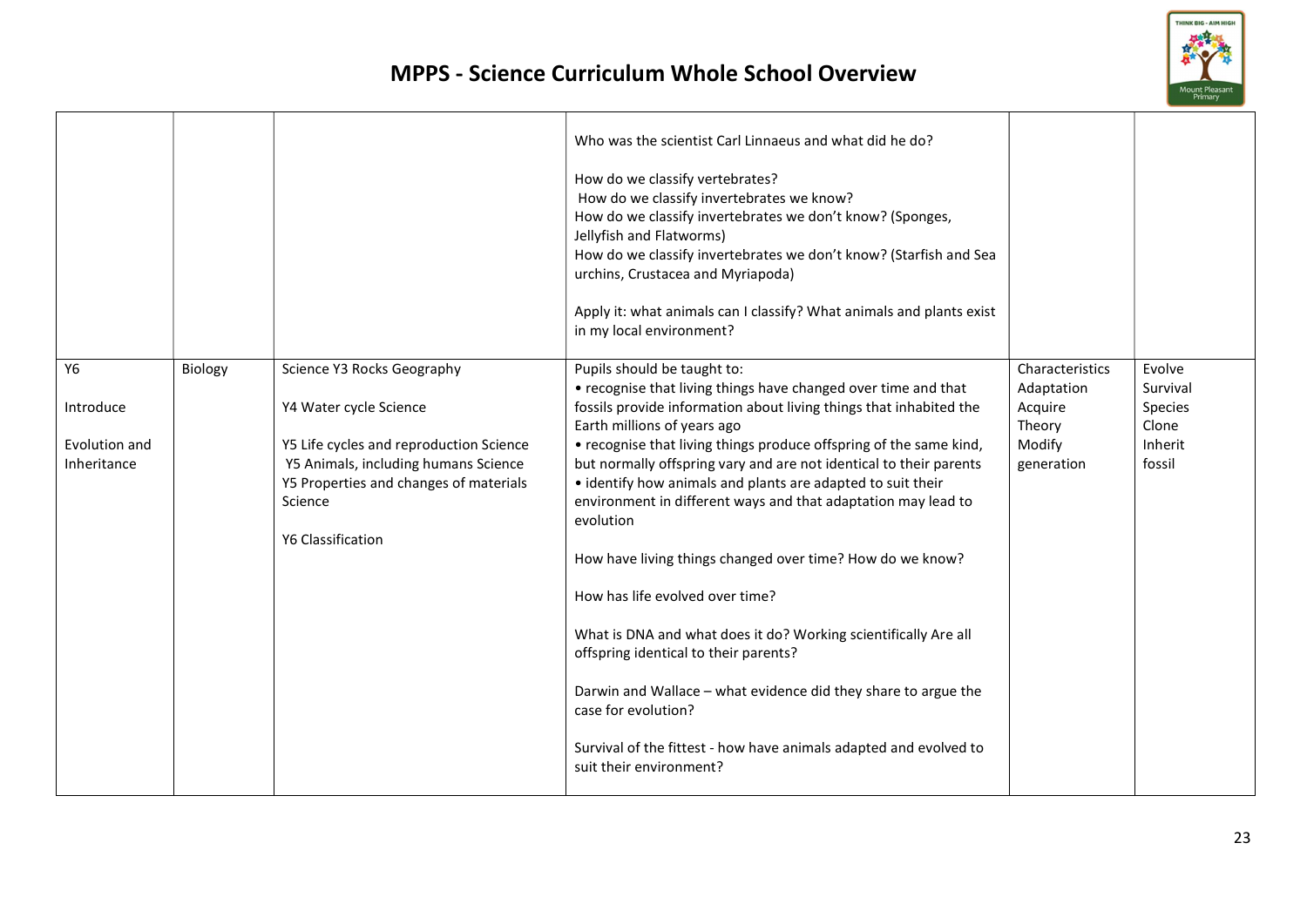## MPPS - Science Curriculum Whole School Overview

| | | | | | |
|---|---|---|---|---|---|
| | | | Who was the scientist Carl Linnaeus and what did he do?<br><br>How do we classify vertebrates?<br>How do we classify invertebrates we know?<br>How do we classify invertebrates we don't know? (Sponges, Jellyfish and Flatworms)<br>How do we classify invertebrates we don't know? (Starfish and Sea urchins, Crustacea and Myriapoda)<br><br>Apply it: what animals can I classify? What animals and plants exist in my local environment? | | |
| Y6<br><br>Introduce<br><br>Evolution and Inheritance | Biology | Science Y3 Rocks Geography<br><br>Y4 Water cycle Science<br><br>Y5 Life cycles and reproduction Science<br>Y5 Animals, including humans Science<br>Y5 Properties and changes of materials Science<br><br>Y6 Classification | Pupils should be taught to:<br>• recognise that living things have changed over time and that fossils provide information about living things that inhabited the Earth millions of years ago<br>• recognise that living things produce offspring of the same kind, but normally offspring vary and are not identical to their parents<br>• identify how animals and plants are adapted to suit their environment in different ways and that adaptation may lead to evolution<br><br>How have living things changed over time? How do we know?<br><br>How has life evolved over time?<br><br>What is DNA and what does it do? Working scientifically Are all offspring identical to their parents?<br><br>Darwin and Wallace – what evidence did they share to argue the case for evolution?<br><br>Survival of the fittest - how have animals adapted and evolved to suit their environment? | Characteristics<br>Adaptation<br>Acquire<br>Theory<br>Modify<br>generation | Evolve<br>Survival<br>Species<br>Clone<br>Inherit<br>fossil |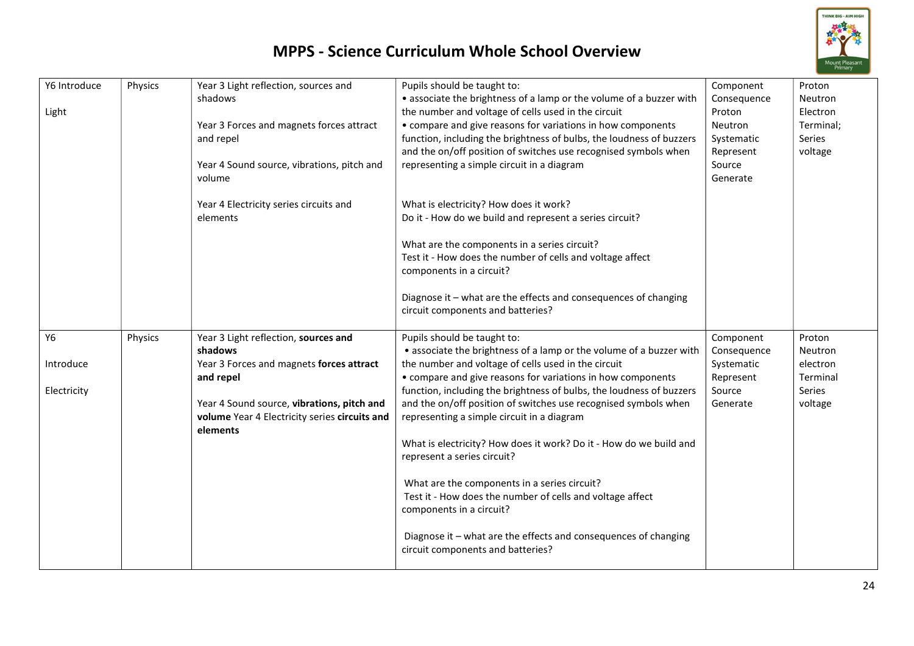# MPPS - Science Curriculum Whole School Overview

| | | | | | |
|---|---|---|---|---|---|
| Y6 Introduce<br><br>Light | Physics | Year 3 Light reflection, sources and shadows<br><br>Year 3 Forces and magnets forces attract and repel<br><br>Year 4 Sound source, vibrations, pitch and volume<br><br>Year 4 Electricity series circuits and elements | Pupils should be taught to:<br>• associate the brightness of a lamp or the volume of a buzzer with the number and voltage of cells used in the circuit<br>• compare and give reasons for variations in how components function, including the brightness of bulbs, the loudness of buzzers and the on/off position of switches use recognised symbols when representing a simple circuit in a diagram<br><br>What is electricity? How does it work?<br>Do it - How do we build and represent a series circuit?<br><br>What are the components in a series circuit?<br>Test it - How does the number of cells and voltage affect components in a circuit?<br><br>Diagnose it – what are the effects and consequences of changing circuit components and batteries? | Component<br>Consequence<br>Proton<br>Neutron<br>Systematic<br>Represent<br>Source<br>Generate | Proton<br>Neutron<br>Electron<br>Terminal;<br>Series<br>voltage |
| Y6<br><br>Introduce<br><br>Electricity | Physics | Year 3 Light reflection, **sources and shadows**<br>Year 3 Forces and magnets **forces attract and repel**<br><br>Year 4 Sound source, **vibrations, pitch and volume** Year 4 Electricity series **circuits and elements** | Pupils should be taught to:<br>• associate the brightness of a lamp or the volume of a buzzer with the number and voltage of cells used in the circuit<br>• compare and give reasons for variations in how components function, including the brightness of bulbs, the loudness of buzzers and the on/off position of switches use recognised symbols when representing a simple circuit in a diagram<br><br>What is electricity? How does it work? Do it - How do we build and represent a series circuit?<br><br>What are the components in a series circuit?<br>Test it - How does the number of cells and voltage affect components in a circuit?<br><br>Diagnose it – what are the effects and consequences of changing circuit components and batteries? | Component<br>Consequence<br>Systematic<br>Represent<br>Source<br>Generate | Proton<br>Neutron<br>electron<br>Terminal<br>Series<br>voltage |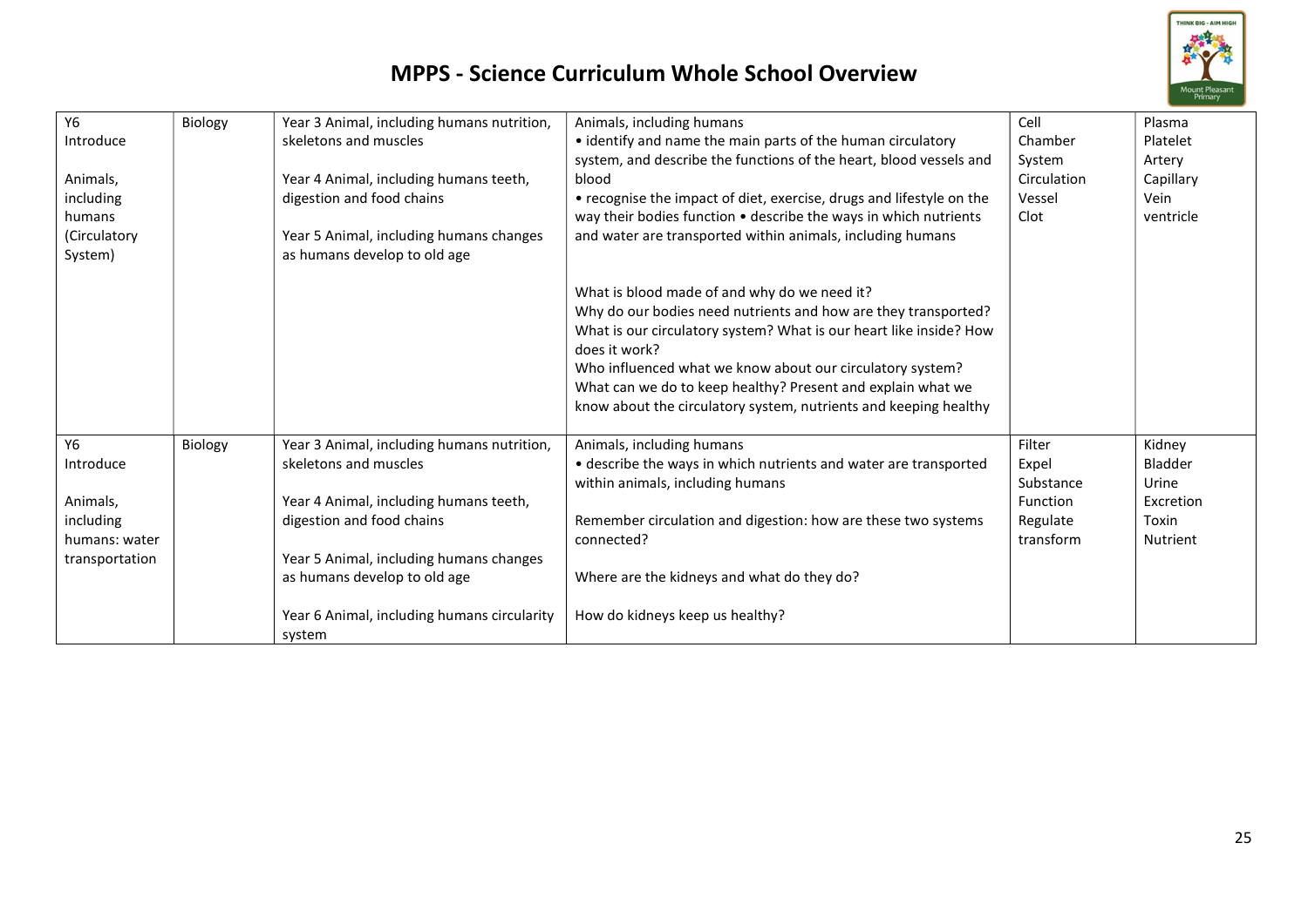# MPPS - Science Curriculum Whole School Overview

| | | | | | |
|---|---|---|---|---|---|
| Y6<br>Introduce<br><br>Animals, including humans (Circulatory System) | Biology | Year 3 Animal, including humans nutrition, skeletons and muscles<br><br>Year 4 Animal, including humans teeth, digestion and food chains<br><br>Year 5 Animal, including humans changes as humans develop to old age | Animals, including humans<br>• identify and name the main parts of the human circulatory system, and describe the functions of the heart, blood vessels and blood<br>• recognise the impact of diet, exercise, drugs and lifestyle on the way their bodies function • describe the ways in which nutrients and water are transported within animals, including humans<br><br>What is blood made of and why do we need it?<br>Why do our bodies need nutrients and how are they transported?<br>What is our circulatory system? What is our heart like inside? How does it work?<br>Who influenced what we know about our circulatory system?<br>What can we do to keep healthy? Present and explain what we know about the circulatory system, nutrients and keeping healthy | Cell<br>Chamber<br>System<br>Circulation<br>Vessel<br>Clot | Plasma<br>Platelet<br>Artery<br>Capillary<br>Vein<br>ventricle |
| Y6<br>Introduce<br><br>Animals, including humans: water transportation | Biology | Year 3 Animal, including humans nutrition, skeletons and muscles<br><br>Year 4 Animal, including humans teeth, digestion and food chains<br><br>Year 5 Animal, including humans changes as humans develop to old age<br><br>Year 6 Animal, including humans circularity system | Animals, including humans<br>• describe the ways in which nutrients and water are transported within animals, including humans<br><br>Remember circulation and digestion: how are these two systems connected?<br><br>Where are the kidneys and what do they do?<br><br>How do kidneys keep us healthy? | Filter<br>Expel<br>Substance<br>Function<br>Regulate<br>transform | Kidney<br>Bladder<br>Urine<br>Excretion<br>Toxin<br>Nutrient |